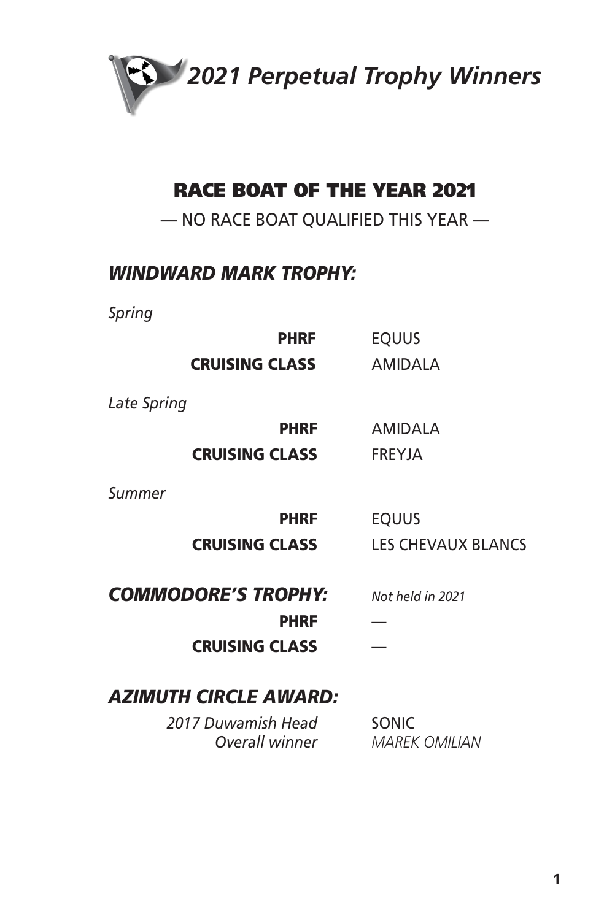# *2021 Perpetual Trophy Winners*

## RACE BOAT OF THE YEAR 2021

— NO RACE BOAT QUALIFIED THIS YEAR —

### *WINDWARD MARK TROPHY:*

*Spring*

| | |
|---|---|
| **PHRF** | EQUUS |
| **CRUISING CLASS** | AMIDALA |

*Late Spring*

| | |
|---|---|
| **PHRF** | AMIDALA |
| **CRUISING CLASS** | FREYJA |

*Summer*

| | |
|---|---|
| **PHRF** | EQUUS |
| **CRUISING CLASS** | LES CHEVAUX BLANCS |

### *COMMODORE'S TROPHY:* *Not held in 2021*

| | |
|---|---|
| **PHRF** | — |
| **CRUISING CLASS** | — |

### *AZIMUTH CIRCLE AWARD:*

| | |
|---|---|
| *2017 Duwamish Head Overall winner* | SONIC *MAREK OMILIAN* |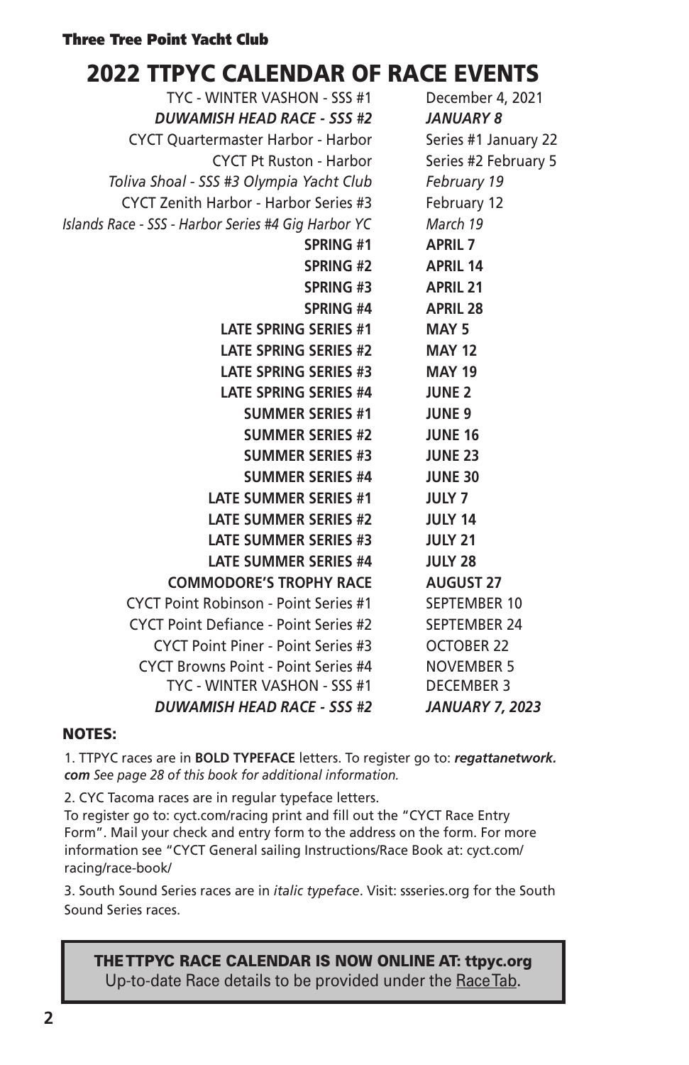**Three Tree Point Yacht Club**

# 2022 TTPYC CALENDAR OF RACE EVENTS

| Event | Date |
|---|---|
| TYC - WINTER VASHON - SSS #1 | December 4, 2021 |
| ***DUWAMISH HEAD RACE - SSS #2*** | ***JANUARY 8*** |
| CYCT Quartermaster Harbor - Harbor | Series #1 January 22 |
| CYCT Pt Ruston - Harbor | Series #2 February 5 |
| *Toliva Shoal - SSS #3 Olympia Yacht Club* | *February 19* |
| CYCT Zenith Harbor - Harbor Series #3 | February 12 |
| *Islands Race - SSS - Harbor Series #4 Gig Harbor YC* | *March 19* |
| **SPRING #1** | **APRIL 7** |
| **SPRING #2** | **APRIL 14** |
| **SPRING #3** | **APRIL 21** |
| **SPRING #4** | **APRIL 28** |
| **LATE SPRING SERIES #1** | **MAY 5** |
| **LATE SPRING SERIES #2** | **MAY 12** |
| **LATE SPRING SERIES #3** | **MAY 19** |
| **LATE SPRING SERIES #4** | **JUNE 2** |
| **SUMMER SERIES #1** | **JUNE 9** |
| **SUMMER SERIES #2** | **JUNE 16** |
| **SUMMER SERIES #3** | **JUNE 23** |
| **SUMMER SERIES #4** | **JUNE 30** |
| **LATE SUMMER SERIES #1** | **JULY 7** |
| **LATE SUMMER SERIES #2** | **JULY 14** |
| **LATE SUMMER SERIES #3** | **JULY 21** |
| **LATE SUMMER SERIES #4** | **JULY 28** |
| **COMMODORE'S TROPHY RACE** | **AUGUST 27** |
| CYCT Point Robinson - Point Series #1 | SEPTEMBER 10 |
| CYCT Point Defiance - Point Series #2 | SEPTEMBER 24 |
| CYCT Point Piner - Point Series #3 | OCTOBER 22 |
| CYCT Browns Point - Point Series #4 | NOVEMBER 5 |
| TYC - WINTER VASHON - SSS #1 | DECEMBER 3 |
| ***DUWAMISH HEAD RACE - SSS #2*** | ***JANUARY 7, 2023*** |

**NOTES:**

1. TTPYC races are in **BOLD TYPEFACE** letters. To register go to: ***regattanetwork.com*** *See page 28 of this book for additional information.*

2. CYC Tacoma races are in regular typeface letters.
To register go to: cyct.com/racing print and fill out the "CYCT Race Entry Form". Mail your check and entry form to the address on the form. For more information see "CYCT General sailing Instructions/Race Book at: cyct.com/racing/race-book/

3. South Sound Series races are in *italic typeface*. Visit: ssseries.org for the South Sound Series races.

**THE TTPYC RACE CALENDAR IS NOW ONLINE AT: ttpyc.org**
Up-to-date Race details to be provided under the Race Tab.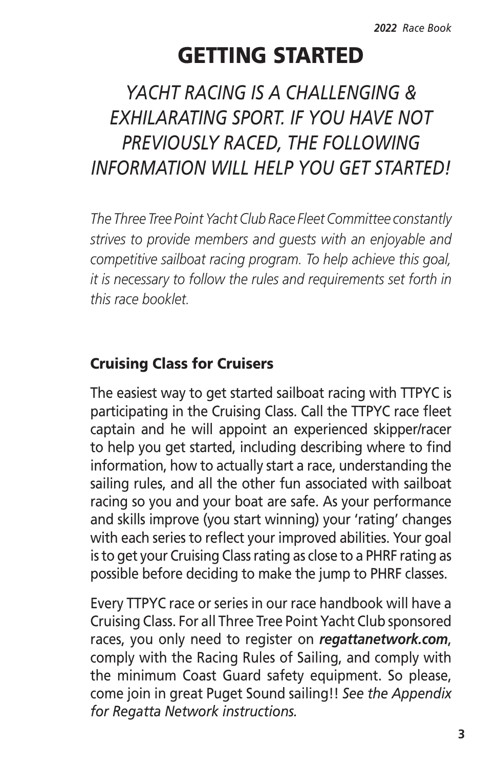# GETTING STARTED

## *YACHT RACING IS A CHALLENGING & EXHILARATING SPORT. IF YOU HAVE NOT PREVIOUSLY RACED, THE FOLLOWING INFORMATION WILL HELP YOU GET STARTED!*

*The Three Tree Point Yacht Club Race Fleet Committee constantly strives to provide members and guests with an enjoyable and competitive sailboat racing program. To help achieve this goal, it is necessary to follow the rules and requirements set forth in this race booklet.*

### Cruising Class for Cruisers

The easiest way to get started sailboat racing with TTPYC is participating in the Cruising Class. Call the TTPYC race fleet captain and he will appoint an experienced skipper/racer to help you get started, including describing where to find information, how to actually start a race, understanding the sailing rules, and all the other fun associated with sailboat racing so you and your boat are safe. As your performance and skills improve (you start winning) your 'rating' changes with each series to reflect your improved abilities. Your goal is to get your Cruising Class rating as close to a PHRF rating as possible before deciding to make the jump to PHRF classes.

Every TTPYC race or series in our race handbook will have a Cruising Class. For all Three Tree Point Yacht Club sponsored races, you only need to register on ***regattanetwork.com***, comply with the Racing Rules of Sailing, and comply with the minimum Coast Guard safety equipment. So please, come join in great Puget Sound sailing!! *See the Appendix for Regatta Network instructions.*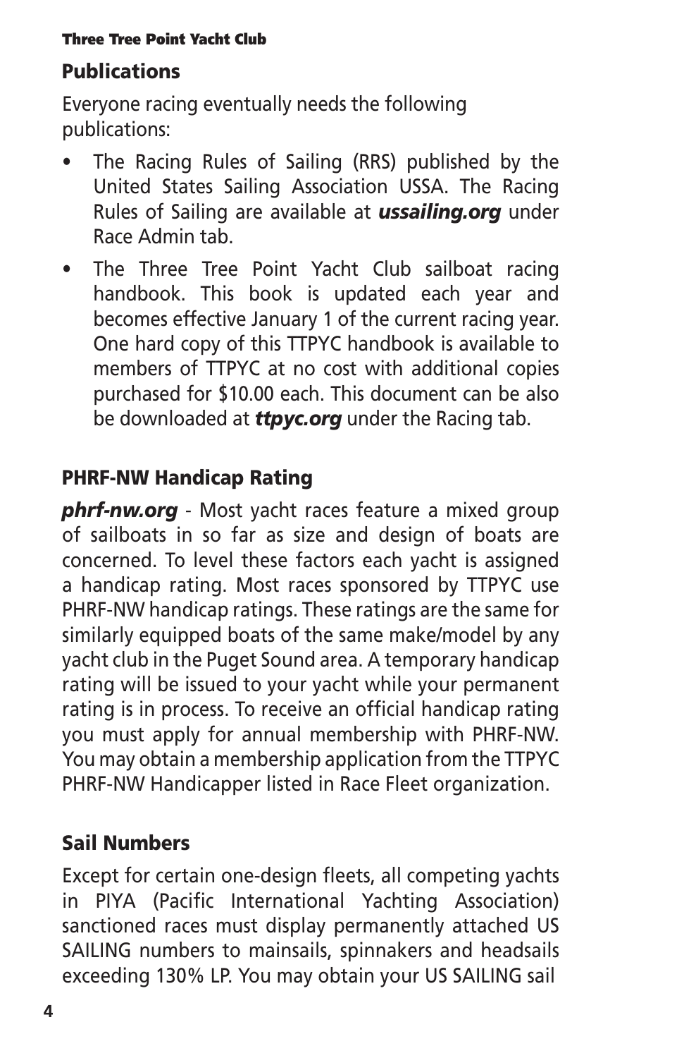## Publications

Everyone racing eventually needs the following publications:

- The Racing Rules of Sailing (RRS) published by the United States Sailing Association USSA. The Racing Rules of Sailing are available at ***ussailing.org*** under Race Admin tab.
- The Three Tree Point Yacht Club sailboat racing handbook. This book is updated each year and becomes effective January 1 of the current racing year. One hard copy of this TTPYC handbook is available to members of TTPYC at no cost with additional copies purchased for $10.00 each. This document can be also be downloaded at ***ttpyc.org*** under the Racing tab.

## PHRF-NW Handicap Rating

***phrf-nw.org*** - Most yacht races feature a mixed group of sailboats in so far as size and design of boats are concerned. To level these factors each yacht is assigned a handicap rating. Most races sponsored by TTPYC use PHRF-NW handicap ratings. These ratings are the same for similarly equipped boats of the same make/model by any yacht club in the Puget Sound area. A temporary handicap rating will be issued to your yacht while your permanent rating is in process. To receive an official handicap rating you must apply for annual membership with PHRF-NW. You may obtain a membership application from the TTPYC PHRF-NW Handicapper listed in Race Fleet organization.

## Sail Numbers

Except for certain one-design fleets, all competing yachts in PIYA (Pacific International Yachting Association) sanctioned races must display permanently attached US SAILING numbers to mainsails, spinnakers and headsails exceeding 130% LP. You may obtain your US SAILING sail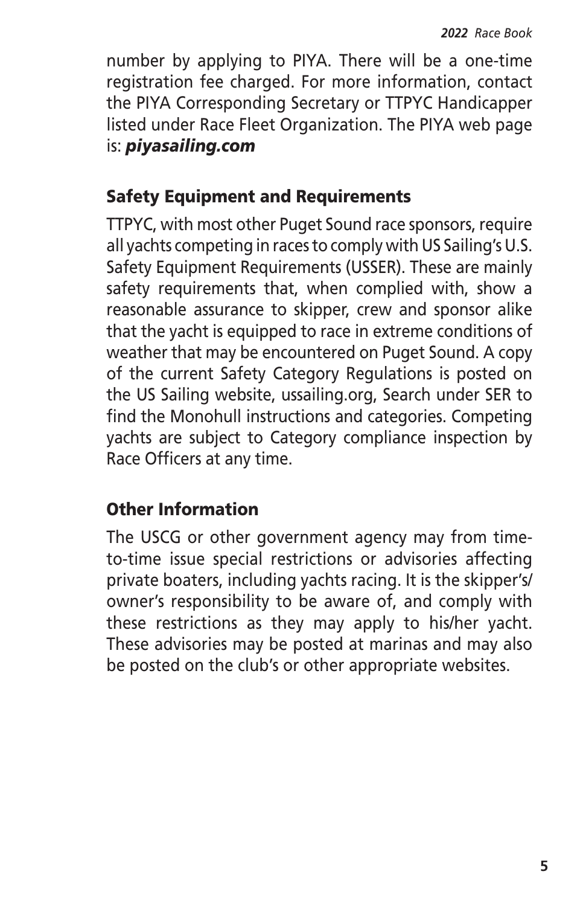number by applying to PIYA. There will be a one-time registration fee charged. For more information, contact the PIYA Corresponding Secretary or TTPYC Handicapper listed under Race Fleet Organization. The PIYA web page is: ***piyasailing.com***

## Safety Equipment and Requirements

TTPYC, with most other Puget Sound race sponsors, require all yachts competing in races to comply with US Sailing's U.S. Safety Equipment Requirements (USSER). These are mainly safety requirements that, when complied with, show a reasonable assurance to skipper, crew and sponsor alike that the yacht is equipped to race in extreme conditions of weather that may be encountered on Puget Sound. A copy of the current Safety Category Regulations is posted on the US Sailing website, ussailing.org, Search under SER to find the Monohull instructions and categories. Competing yachts are subject to Category compliance inspection by Race Officers at any time.

## Other Information

The USCG or other government agency may from time-to-time issue special restrictions or advisories affecting private boaters, including yachts racing. It is the skipper's/owner's responsibility to be aware of, and comply with these restrictions as they may apply to his/her yacht. These advisories may be posted at marinas and may also be posted on the club's or other appropriate websites.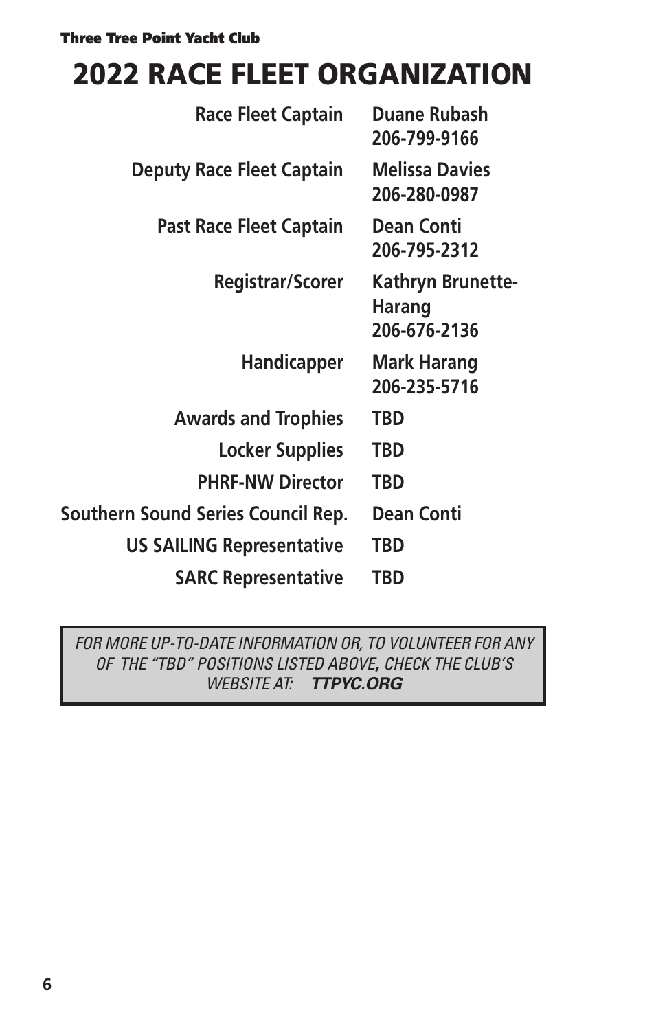# 2022 RACE FLEET ORGANIZATION

| Position | Name |
|---|---|
| Race Fleet Captain | Duane Rubash 206-799-9166 |
| Deputy Race Fleet Captain | Melissa Davies 206-280-0987 |
| Past Race Fleet Captain | Dean Conti 206-795-2312 |
| Registrar/Scorer | Kathryn Brunette-Harang 206-676-2136 |
| Handicapper | Mark Harang 206-235-5716 |
| Awards and Trophies | TBD |
| Locker Supplies | TBD |
| PHRF-NW Director | TBD |
| Southern Sound Series Council Rep. | Dean Conti |
| US SAILING Representative | TBD |
| SARC Representative | TBD |

*FOR MORE UP-TO-DATE INFORMATION OR, TO VOLUNTEER FOR ANY OF THE "TBD" POSITIONS LISTED ABOVE, CHECK THE CLUB'S WEBSITE AT:* ***TTPYC.ORG***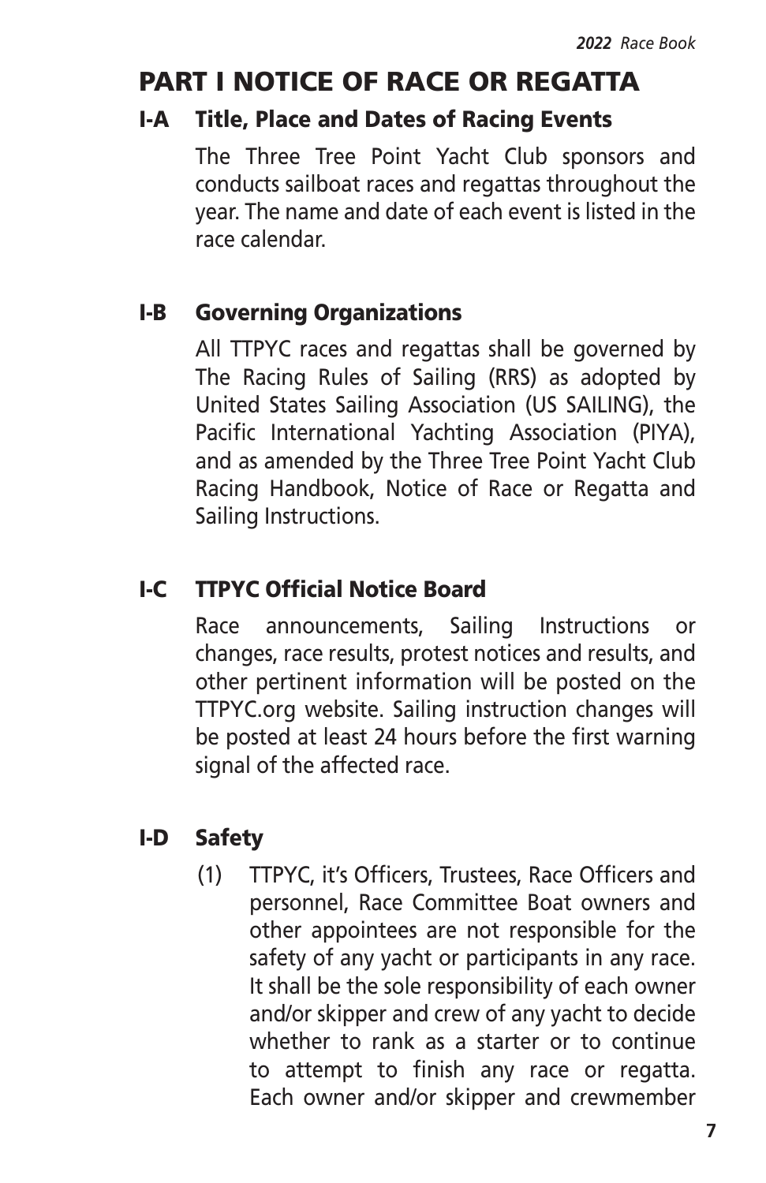# PART I NOTICE OF RACE OR REGATTA

## I-A Title, Place and Dates of Racing Events

The Three Tree Point Yacht Club sponsors and conducts sailboat races and regattas throughout the year. The name and date of each event is listed in the race calendar.

## I-B Governing Organizations

All TTPYC races and regattas shall be governed by The Racing Rules of Sailing (RRS) as adopted by United States Sailing Association (US SAILING), the Pacific International Yachting Association (PIYA), and as amended by the Three Tree Point Yacht Club Racing Handbook, Notice of Race or Regatta and Sailing Instructions.

## I-C TTPYC Official Notice Board

Race announcements, Sailing Instructions or changes, race results, protest notices and results, and other pertinent information will be posted on the TTPYC.org website. Sailing instruction changes will be posted at least 24 hours before the first warning signal of the affected race.

## I-D Safety

(1) TTPYC, it's Officers, Trustees, Race Officers and personnel, Race Committee Boat owners and other appointees are not responsible for the safety of any yacht or participants in any race. It shall be the sole responsibility of each owner and/or skipper and crew of any yacht to decide whether to rank as a starter or to continue to attempt to finish any race or regatta. Each owner and/or skipper and crewmember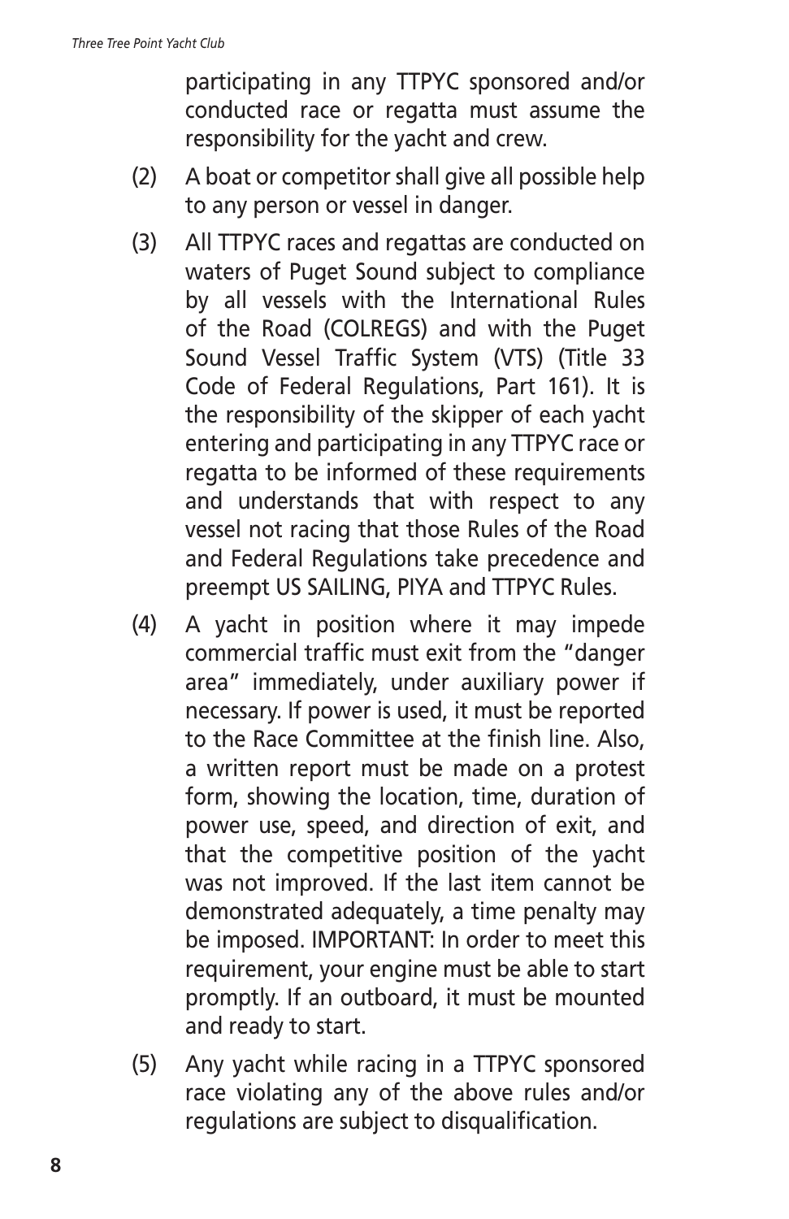participating in any TTPYC sponsored and/or conducted race or regatta must assume the responsibility for the yacht and crew.

(2) A boat or competitor shall give all possible help to any person or vessel in danger.

(3) All TTPYC races and regattas are conducted on waters of Puget Sound subject to compliance by all vessels with the International Rules of the Road (COLREGS) and with the Puget Sound Vessel Traffic System (VTS) (Title 33 Code of Federal Regulations, Part 161). It is the responsibility of the skipper of each yacht entering and participating in any TTPYC race or regatta to be informed of these requirements and understands that with respect to any vessel not racing that those Rules of the Road and Federal Regulations take precedence and preempt US SAILING, PIYA and TTPYC Rules.

(4) A yacht in position where it may impede commercial traffic must exit from the "danger area" immediately, under auxiliary power if necessary. If power is used, it must be reported to the Race Committee at the finish line. Also, a written report must be made on a protest form, showing the location, time, duration of power use, speed, and direction of exit, and that the competitive position of the yacht was not improved. If the last item cannot be demonstrated adequately, a time penalty may be imposed. IMPORTANT: In order to meet this requirement, your engine must be able to start promptly. If an outboard, it must be mounted and ready to start.

(5) Any yacht while racing in a TTPYC sponsored race violating any of the above rules and/or regulations are subject to disqualification.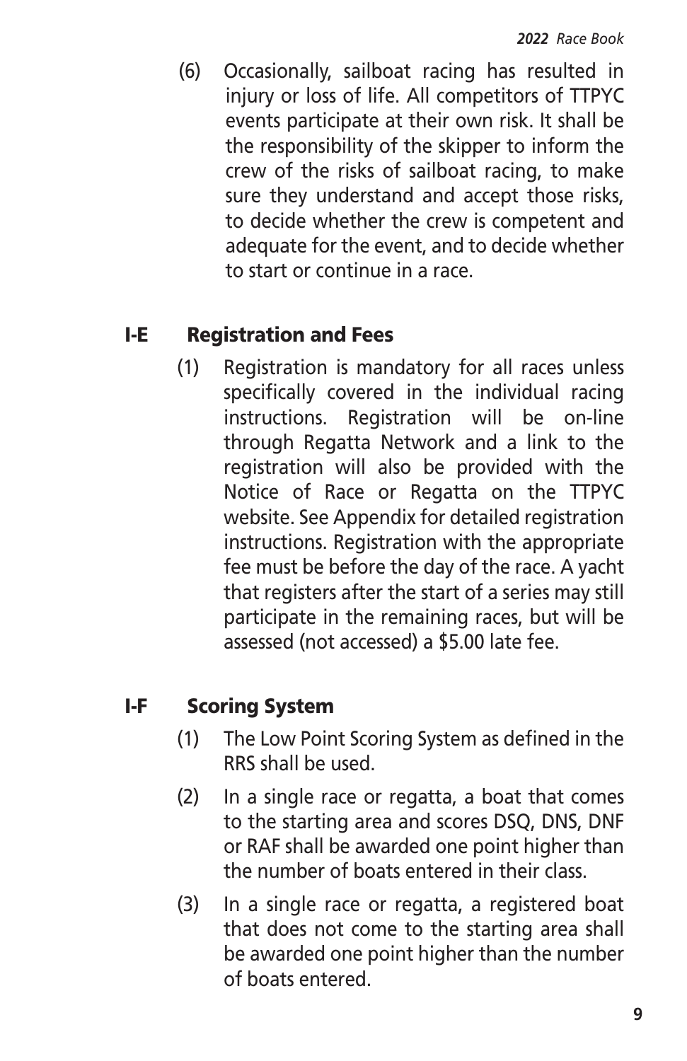(6) Occasionally, sailboat racing has resulted in injury or loss of life. All competitors of TTPYC events participate at their own risk. It shall be the responsibility of the skipper to inform the crew of the risks of sailboat racing, to make sure they understand and accept those risks, to decide whether the crew is competent and adequate for the event, and to decide whether to start or continue in a race.

## I-E Registration and Fees

(1) Registration is mandatory for all races unless specifically covered in the individual racing instructions. Registration will be on-line through Regatta Network and a link to the registration will also be provided with the Notice of Race or Regatta on the TTPYC website. See Appendix for detailed registration instructions. Registration with the appropriate fee must be before the day of the race. A yacht that registers after the start of a series may still participate in the remaining races, but will be assessed (not accessed) a $5.00 late fee.

## I-F Scoring System

(1) The Low Point Scoring System as defined in the RRS shall be used.

(2) In a single race or regatta, a boat that comes to the starting area and scores DSQ, DNS, DNF or RAF shall be awarded one point higher than the number of boats entered in their class.

(3) In a single race or regatta, a registered boat that does not come to the starting area shall be awarded one point higher than the number of boats entered.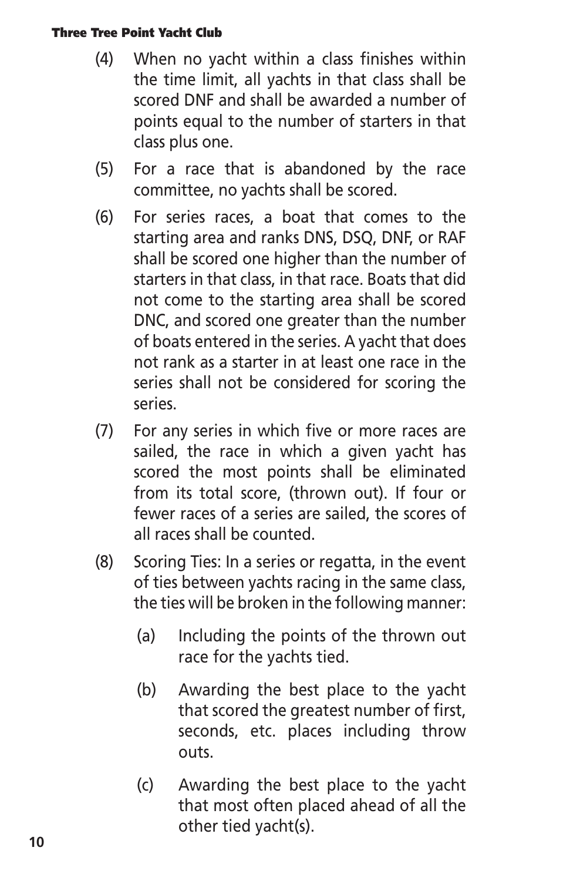(4) When no yacht within a class finishes within the time limit, all yachts in that class shall be scored DNF and shall be awarded a number of points equal to the number of starters in that class plus one.

(5) For a race that is abandoned by the race committee, no yachts shall be scored.

(6) For series races, a boat that comes to the starting area and ranks DNS, DSQ, DNF, or RAF shall be scored one higher than the number of starters in that class, in that race. Boats that did not come to the starting area shall be scored DNC, and scored one greater than the number of boats entered in the series. A yacht that does not rank as a starter in at least one race in the series shall not be considered for scoring the series.

(7) For any series in which five or more races are sailed, the race in which a given yacht has scored the most points shall be eliminated from its total score, (thrown out). If four or fewer races of a series are sailed, the scores of all races shall be counted.

(8) Scoring Ties: In a series or regatta, in the event of ties between yachts racing in the same class, the ties will be broken in the following manner:

    (a) Including the points of the thrown out race for the yachts tied.

    (b) Awarding the best place to the yacht that scored the greatest number of first, seconds, etc. places including throw outs.

    (c) Awarding the best place to the yacht that most often placed ahead of all the other tied yacht(s).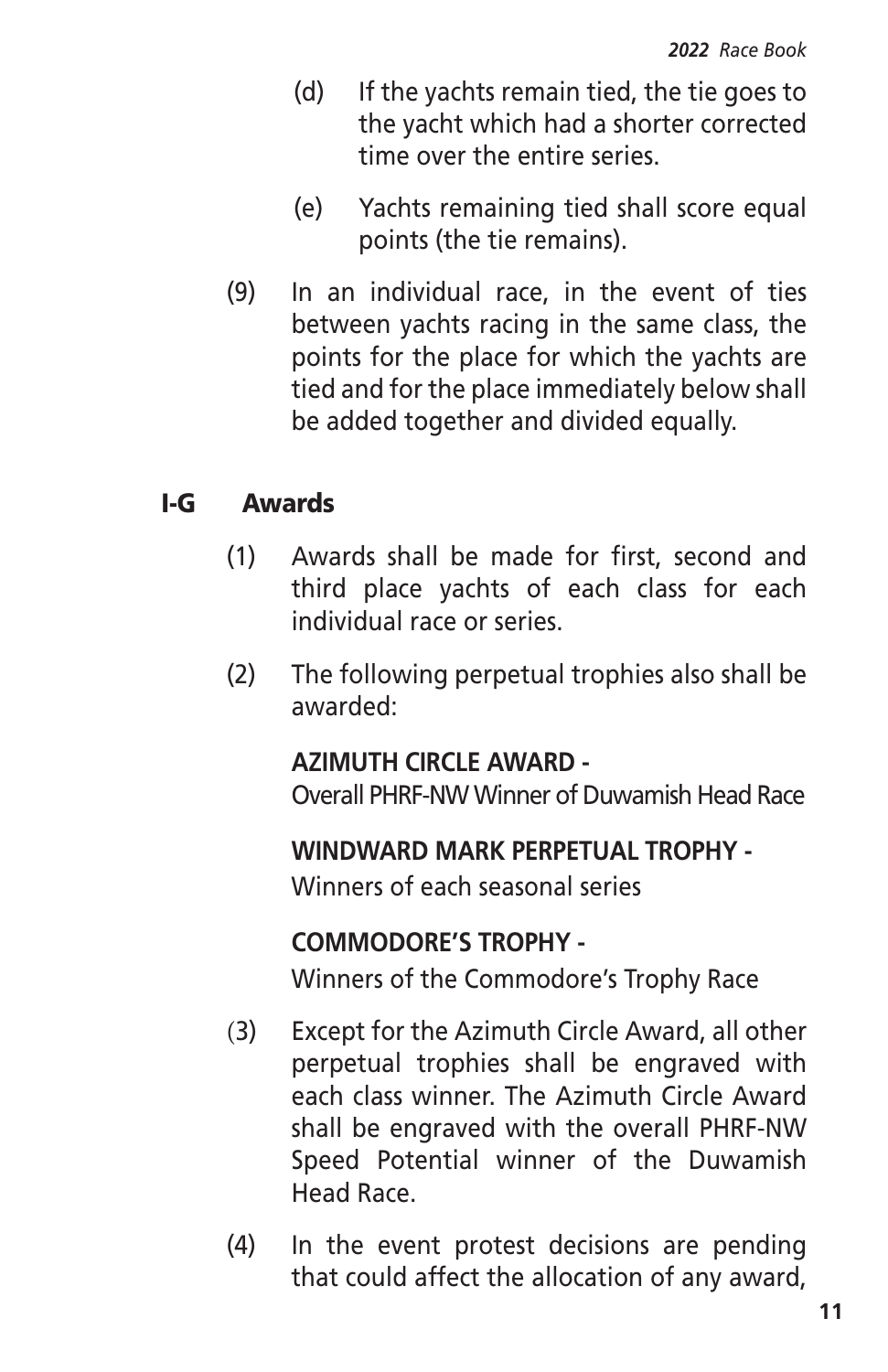(d) If the yachts remain tied, the tie goes to the yacht which had a shorter corrected time over the entire series.

(e) Yachts remaining tied shall score equal points (the tie remains).

(9) In an individual race, in the event of ties between yachts racing in the same class, the points for the place for which the yachts are tied and for the place immediately below shall be added together and divided equally.

## I-G Awards

(1) Awards shall be made for first, second and third place yachts of each class for each individual race or series.

(2) The following perpetual trophies also shall be awarded:

**AZIMUTH CIRCLE AWARD -**
Overall PHRF-NW Winner of Duwamish Head Race

**WINDWARD MARK PERPETUAL TROPHY -**
Winners of each seasonal series

**COMMODORE'S TROPHY -**
Winners of the Commodore's Trophy Race

(3) Except for the Azimuth Circle Award, all other perpetual trophies shall be engraved with each class winner. The Azimuth Circle Award shall be engraved with the overall PHRF-NW Speed Potential winner of the Duwamish Head Race.

(4) In the event protest decisions are pending that could affect the allocation of any award,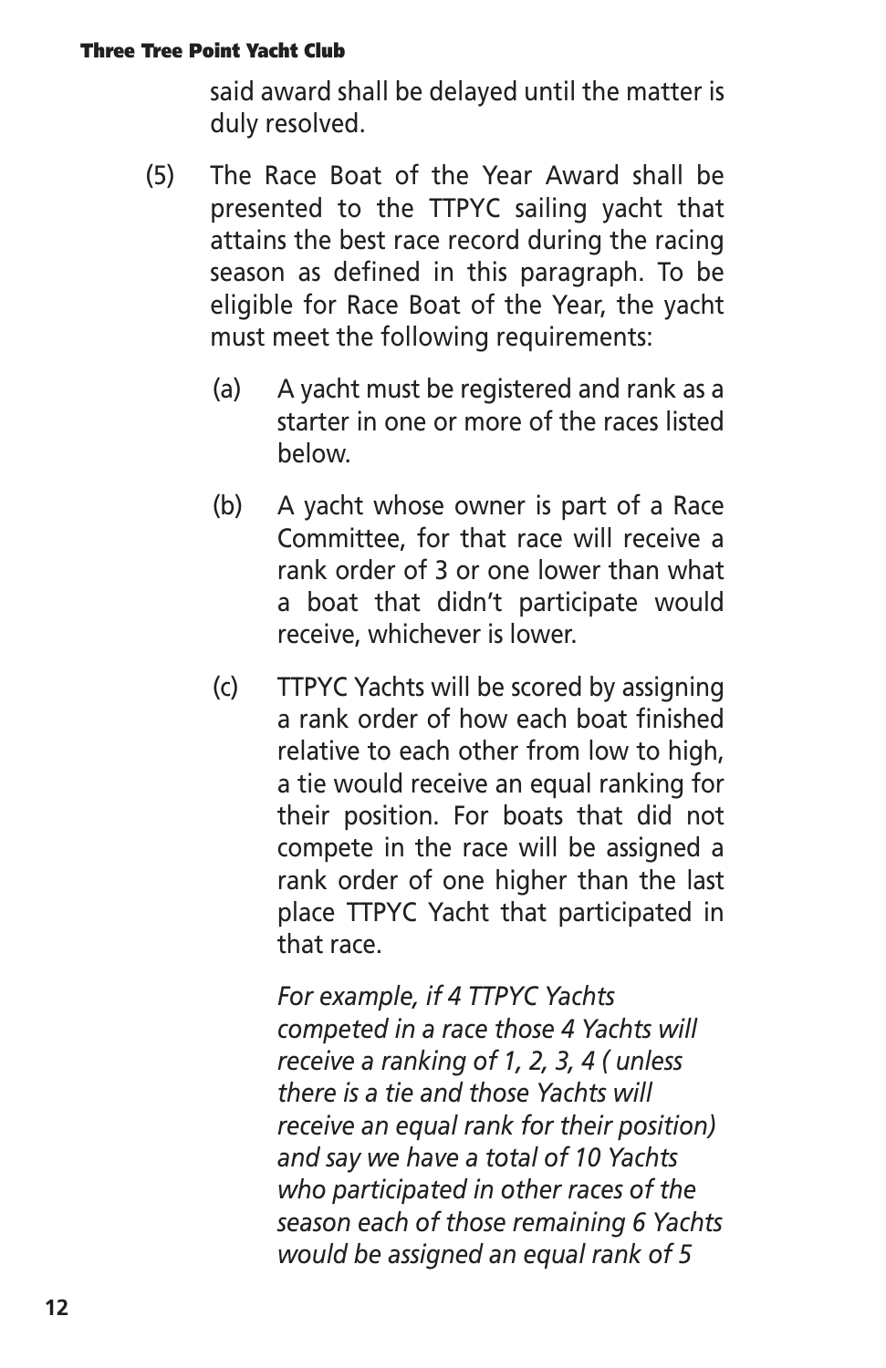said award shall be delayed until the matter is duly resolved.

(5) The Race Boat of the Year Award shall be presented to the TTPYC sailing yacht that attains the best race record during the racing season as defined in this paragraph. To be eligible for Race Boat of the Year, the yacht must meet the following requirements:

(a) A yacht must be registered and rank as a starter in one or more of the races listed below.

(b) A yacht whose owner is part of a Race Committee, for that race will receive a rank order of 3 or one lower than what a boat that didn't participate would receive, whichever is lower.

(c) TTPYC Yachts will be scored by assigning a rank order of how each boat finished relative to each other from low to high, a tie would receive an equal ranking for their position. For boats that did not compete in the race will be assigned a rank order of one higher than the last place TTPYC Yacht that participated in that race.

*For example, if 4 TTPYC Yachts competed in a race those 4 Yachts will receive a ranking of 1, 2, 3, 4 ( unless there is a tie and those Yachts will receive an equal rank for their position) and say we have a total of 10 Yachts who participated in other races of the season each of those remaining 6 Yachts would be assigned an equal rank of 5*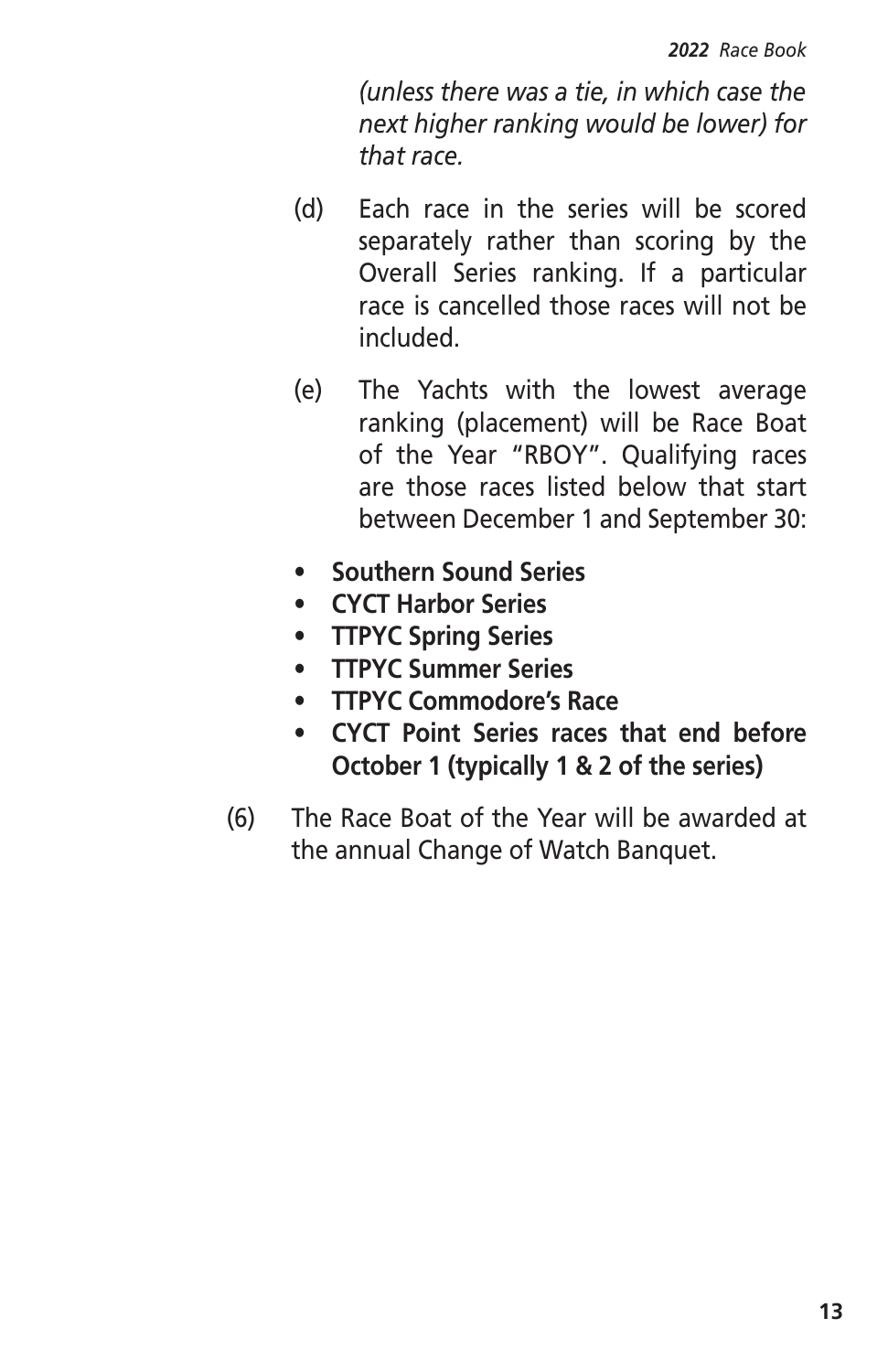*(unless there was a tie, in which case the next higher ranking would be lower) for that race.*

(d) Each race in the series will be scored separately rather than scoring by the Overall Series ranking. If a particular race is cancelled those races will not be included.

(e) The Yachts with the lowest average ranking (placement) will be Race Boat of the Year "RBOY". Qualifying races are those races listed below that start between December 1 and September 30:

- **Southern Sound Series**
- **CYCT Harbor Series**
- **TTPYC Spring Series**
- **TTPYC Summer Series**
- **TTPYC Commodore's Race**
- **CYCT Point Series races that end before October 1 (typically 1 & 2 of the series)**

(6) The Race Boat of the Year will be awarded at the annual Change of Watch Banquet.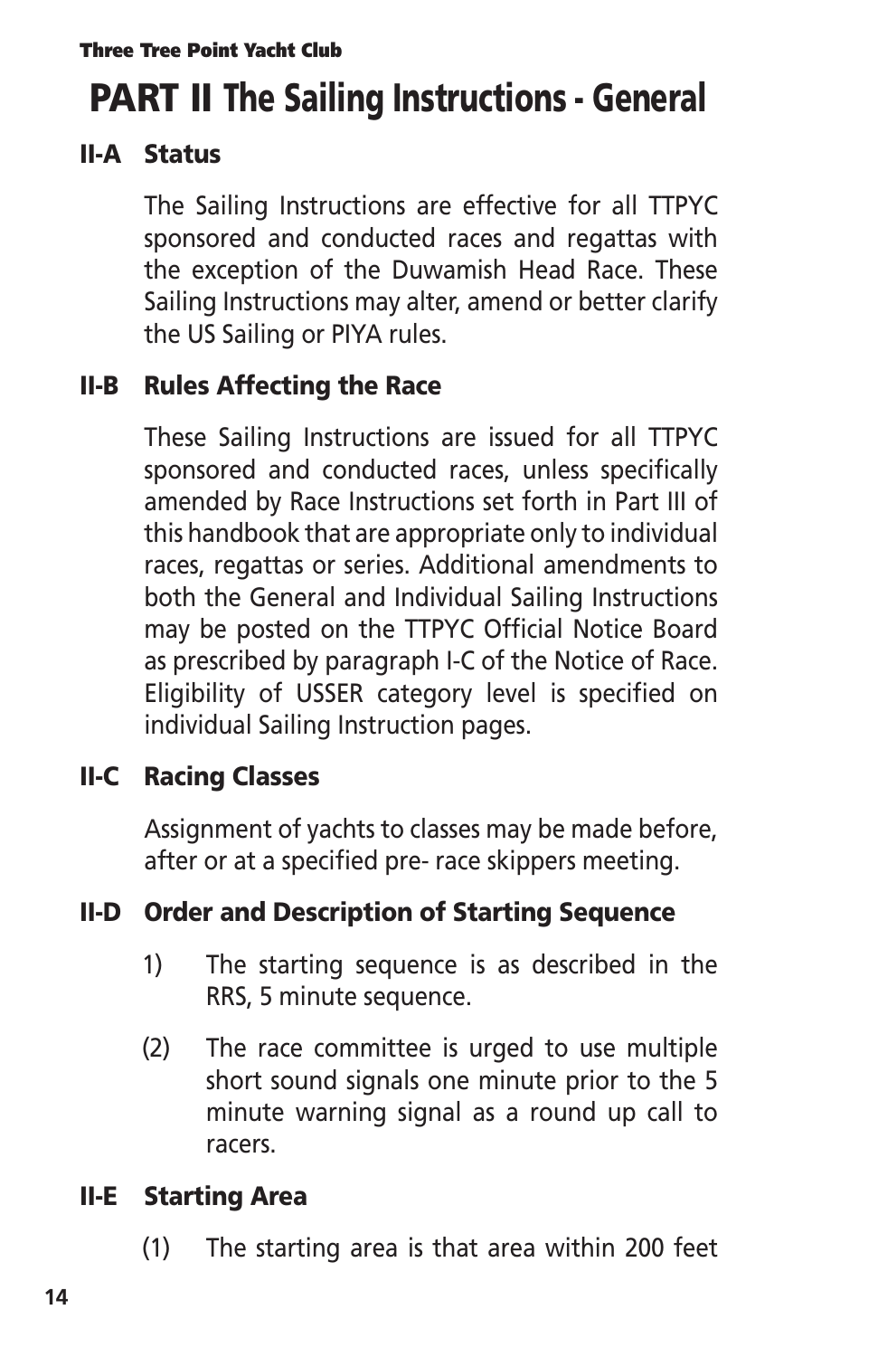# PART II The Sailing Instructions - General

### II-A Status

The Sailing Instructions are effective for all TTPYC sponsored and conducted races and regattas with the exception of the Duwamish Head Race. These Sailing Instructions may alter, amend or better clarify the US Sailing or PIYA rules.

### II-B Rules Affecting the Race

These Sailing Instructions are issued for all TTPYC sponsored and conducted races, unless specifically amended by Race Instructions set forth in Part III of this handbook that are appropriate only to individual races, regattas or series. Additional amendments to both the General and Individual Sailing Instructions may be posted on the TTPYC Official Notice Board as prescribed by paragraph I-C of the Notice of Race. Eligibility of USSER category level is specified on individual Sailing Instruction pages.

### II-C Racing Classes

Assignment of yachts to classes may be made before, after or at a specified pre- race skippers meeting.

### II-D Order and Description of Starting Sequence

1) The starting sequence is as described in the RRS, 5 minute sequence.

(2) The race committee is urged to use multiple short sound signals one minute prior to the 5 minute warning signal as a round up call to racers.

### II-E Starting Area

(1) The starting area is that area within 200 feet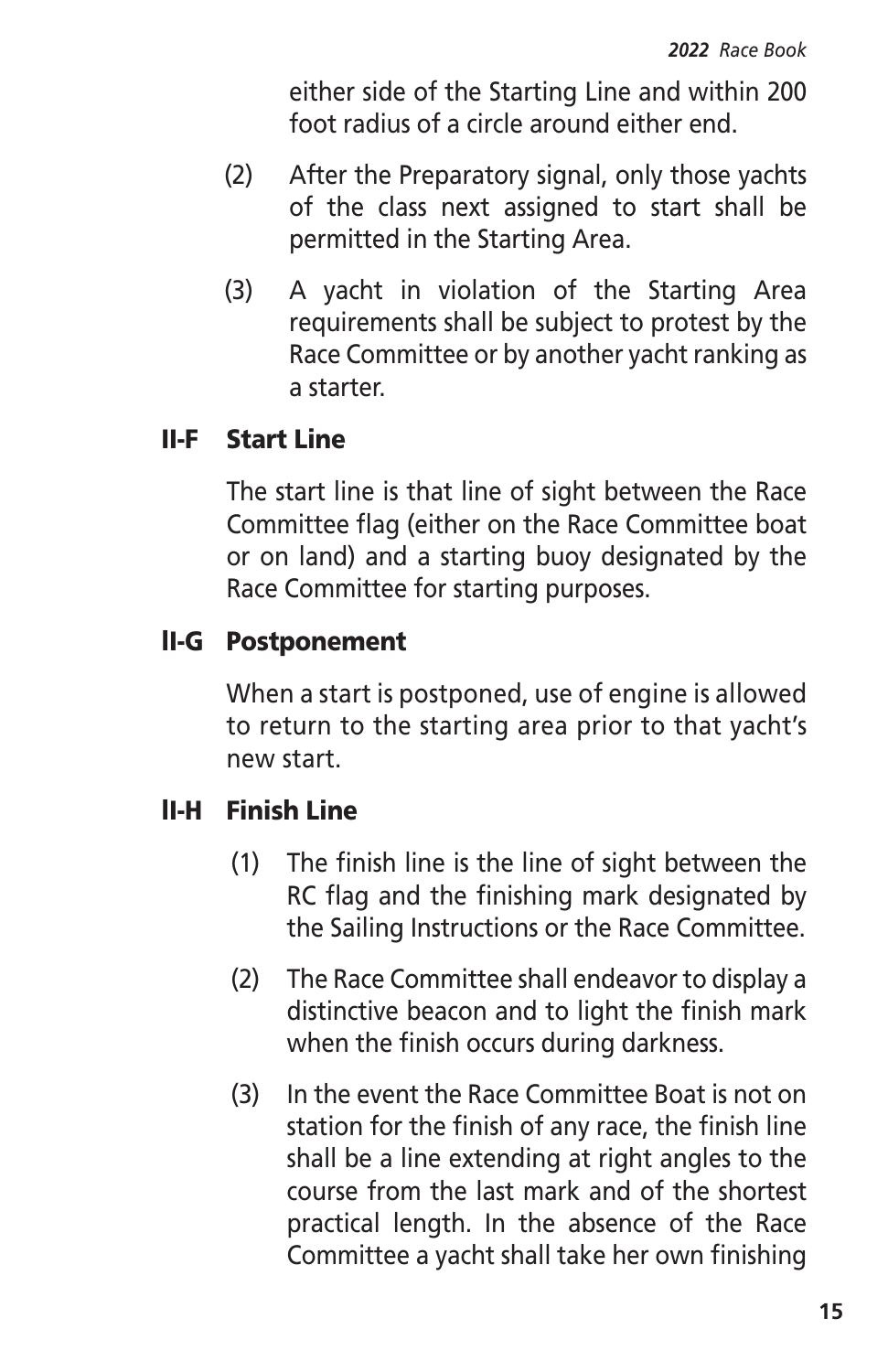either side of the Starting Line and within 200 foot radius of a circle around either end.

(2) After the Preparatory signal, only those yachts of the class next assigned to start shall be permitted in the Starting Area.

(3) A yacht in violation of the Starting Area requirements shall be subject to protest by the Race Committee or by another yacht ranking as a starter.

### II-F Start Line

The start line is that line of sight between the Race Committee flag (either on the Race Committee boat or on land) and a starting buoy designated by the Race Committee for starting purposes.

### II-G Postponement

When a start is postponed, use of engine is allowed to return to the starting area prior to that yacht's new start.

### II-H Finish Line

(1) The finish line is the line of sight between the RC flag and the finishing mark designated by the Sailing Instructions or the Race Committee.

(2) The Race Committee shall endeavor to display a distinctive beacon and to light the finish mark when the finish occurs during darkness.

(3) In the event the Race Committee Boat is not on station for the finish of any race, the finish line shall be a line extending at right angles to the course from the last mark and of the shortest practical length. In the absence of the Race Committee a yacht shall take her own finishing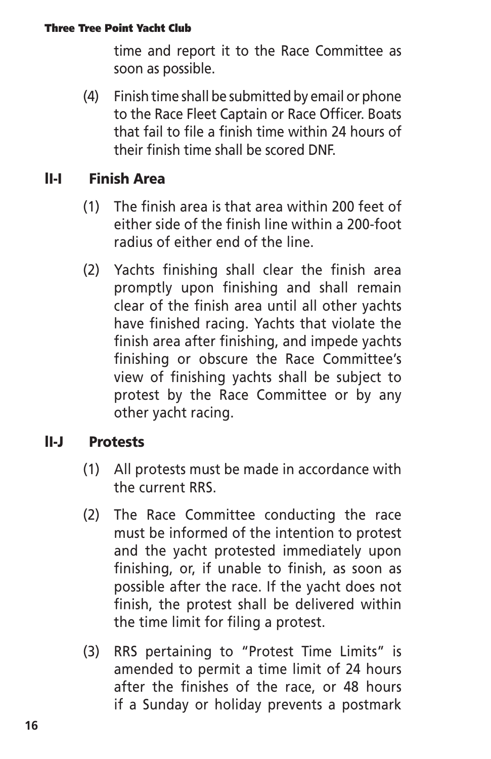time and report it to the Race Committee as soon as possible.

(4) Finish time shall be submitted by email or phone to the Race Fleet Captain or Race Officer. Boats that fail to file a finish time within 24 hours of their finish time shall be scored DNF.

## II-I Finish Area

(1) The finish area is that area within 200 feet of either side of the finish line within a 200-foot radius of either end of the line.

(2) Yachts finishing shall clear the finish area promptly upon finishing and shall remain clear of the finish area until all other yachts have finished racing. Yachts that violate the finish area after finishing, and impede yachts finishing or obscure the Race Committee's view of finishing yachts shall be subject to protest by the Race Committee or by any other yacht racing.

## II-J Protests

(1) All protests must be made in accordance with the current RRS.

(2) The Race Committee conducting the race must be informed of the intention to protest and the yacht protested immediately upon finishing, or, if unable to finish, as soon as possible after the race. If the yacht does not finish, the protest shall be delivered within the time limit for filing a protest.

(3) RRS pertaining to "Protest Time Limits" is amended to permit a time limit of 24 hours after the finishes of the race, or 48 hours if a Sunday or holiday prevents a postmark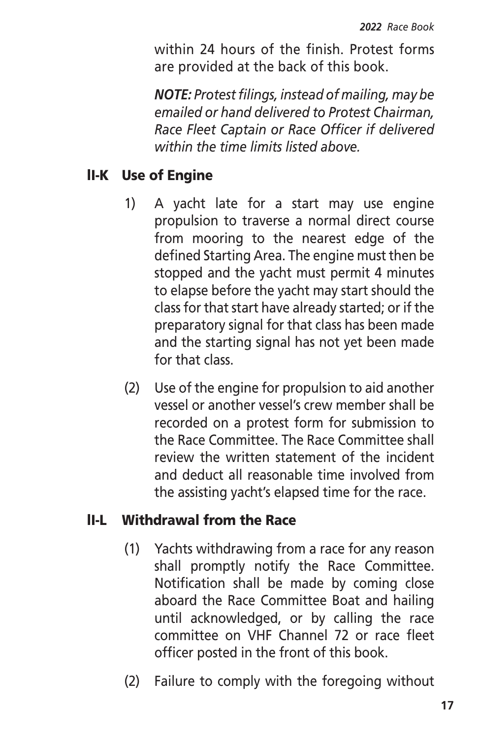within 24 hours of the finish. Protest forms are provided at the back of this book.

***NOTE:*** *Protest filings, instead of mailing, may be emailed or hand delivered to Protest Chairman, Race Fleet Captain or Race Officer if delivered within the time limits listed above.*

## II-K Use of Engine

1) A yacht late for a start may use engine propulsion to traverse a normal direct course from mooring to the nearest edge of the defined Starting Area. The engine must then be stopped and the yacht must permit 4 minutes to elapse before the yacht may start should the class for that start have already started; or if the preparatory signal for that class has been made and the starting signal has not yet been made for that class.

(2) Use of the engine for propulsion to aid another vessel or another vessel's crew member shall be recorded on a protest form for submission to the Race Committee. The Race Committee shall review the written statement of the incident and deduct all reasonable time involved from the assisting yacht's elapsed time for the race.

## II-L Withdrawal from the Race

(1) Yachts withdrawing from a race for any reason shall promptly notify the Race Committee. Notification shall be made by coming close aboard the Race Committee Boat and hailing until acknowledged, or by calling the race committee on VHF Channel 72 or race fleet officer posted in the front of this book.

(2) Failure to comply with the foregoing without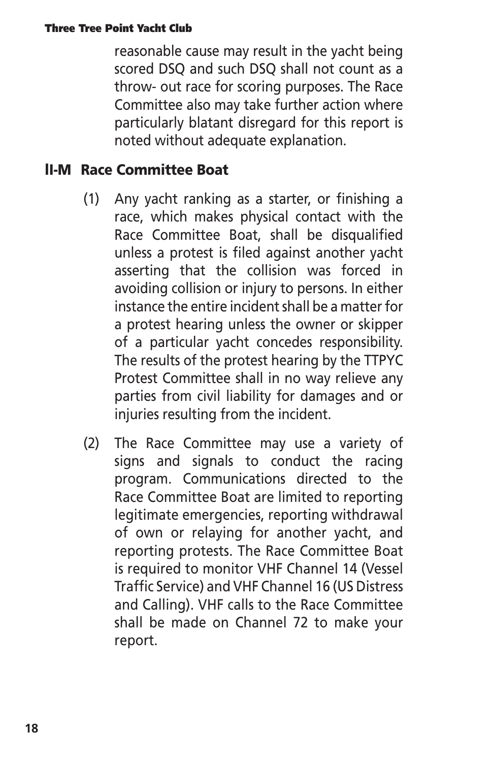reasonable cause may result in the yacht being scored DSQ and such DSQ shall not count as a throw- out race for scoring purposes. The Race Committee also may take further action where particularly blatant disregard for this report is noted without adequate explanation.

## II-M Race Committee Boat

(1) Any yacht ranking as a starter, or finishing a race, which makes physical contact with the Race Committee Boat, shall be disqualified unless a protest is filed against another yacht asserting that the collision was forced in avoiding collision or injury to persons. In either instance the entire incident shall be a matter for a protest hearing unless the owner or skipper of a particular yacht concedes responsibility. The results of the protest hearing by the TTPYC Protest Committee shall in no way relieve any parties from civil liability for damages and or injuries resulting from the incident.

(2) The Race Committee may use a variety of signs and signals to conduct the racing program. Communications directed to the Race Committee Boat are limited to reporting legitimate emergencies, reporting withdrawal of own or relaying for another yacht, and reporting protests. The Race Committee Boat is required to monitor VHF Channel 14 (Vessel Traffic Service) and VHF Channel 16 (US Distress and Calling). VHF calls to the Race Committee shall be made on Channel 72 to make your report.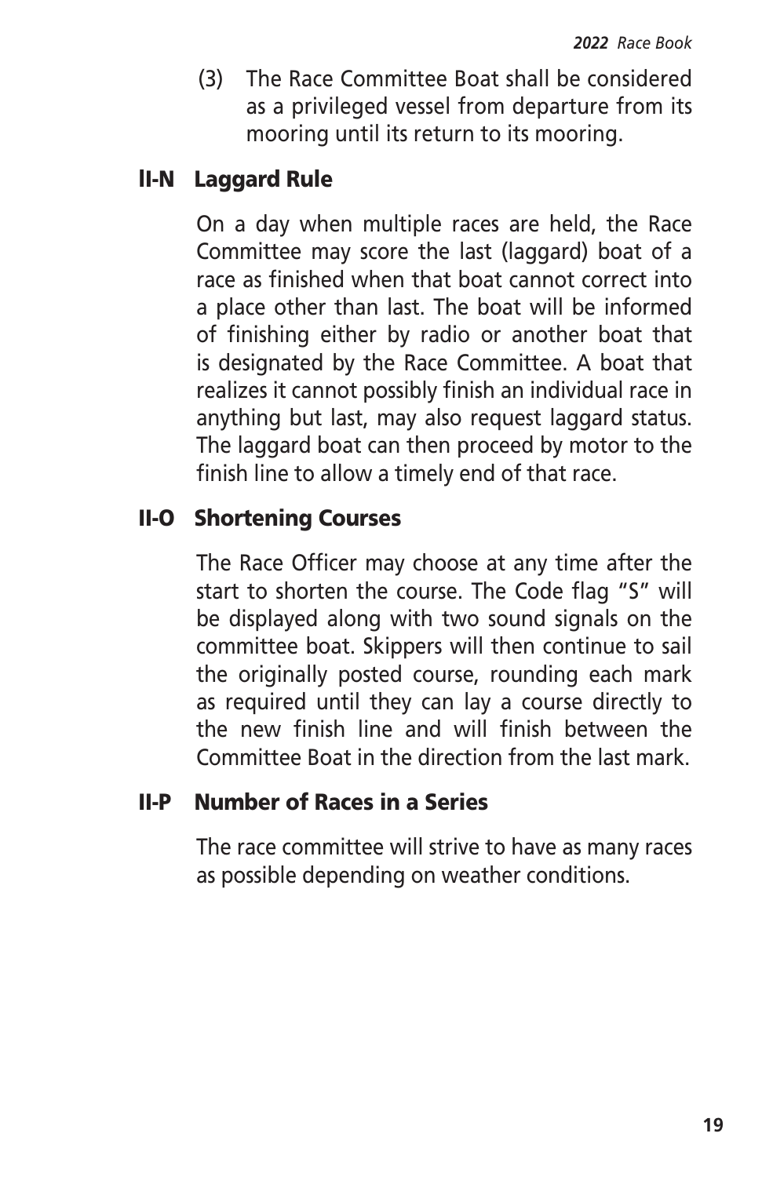(3) The Race Committee Boat shall be considered as a privileged vessel from departure from its mooring until its return to its mooring.

## II-N Laggard Rule

On a day when multiple races are held, the Race Committee may score the last (laggard) boat of a race as finished when that boat cannot correct into a place other than last. The boat will be informed of finishing either by radio or another boat that is designated by the Race Committee. A boat that realizes it cannot possibly finish an individual race in anything but last, may also request laggard status. The laggard boat can then proceed by motor to the finish line to allow a timely end of that race.

## II-O Shortening Courses

The Race Officer may choose at any time after the start to shorten the course. The Code flag "S" will be displayed along with two sound signals on the committee boat. Skippers will then continue to sail the originally posted course, rounding each mark as required until they can lay a course directly to the new finish line and will finish between the Committee Boat in the direction from the last mark.

## II-P Number of Races in a Series

The race committee will strive to have as many races as possible depending on weather conditions.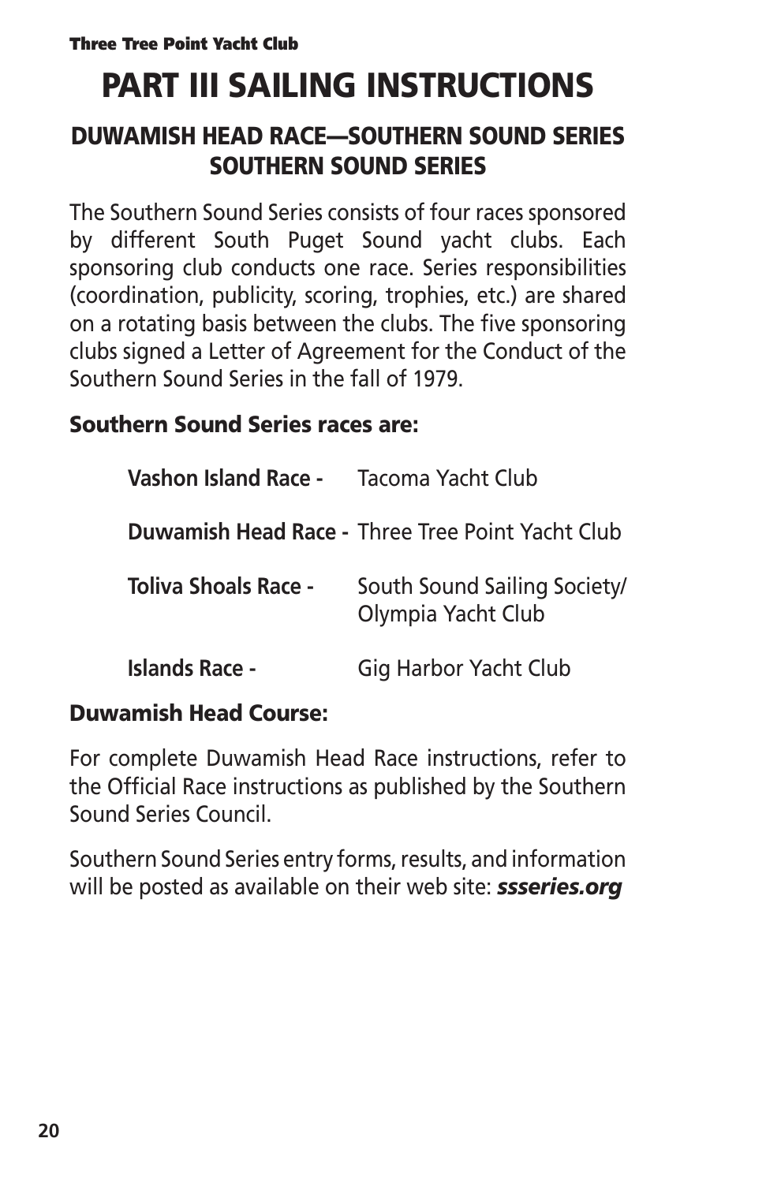# PART III SAILING INSTRUCTIONS

## DUWAMISH HEAD RACE—SOUTHERN SOUND SERIES SOUTHERN SOUND SERIES

The Southern Sound Series consists of four races sponsored by different South Puget Sound yacht clubs. Each sponsoring club conducts one race. Series responsibilities (coordination, publicity, scoring, trophies, etc.) are shared on a rotating basis between the clubs. The five sponsoring clubs signed a Letter of Agreement for the Conduct of the Southern Sound Series in the fall of 1979.

### Southern Sound Series races are:

| | |
|---|---|
| **Vashon Island Race -** | Tacoma Yacht Club |
| **Duwamish Head Race -** | Three Tree Point Yacht Club |
| **Toliva Shoals Race -** | South Sound Sailing Society/ Olympia Yacht Club |
| **Islands Race -** | Gig Harbor Yacht Club |

### Duwamish Head Course:

For complete Duwamish Head Race instructions, refer to the Official Race instructions as published by the Southern Sound Series Council.

Southern Sound Series entry forms, results, and information will be posted as available on their web site: ***ssseries.org***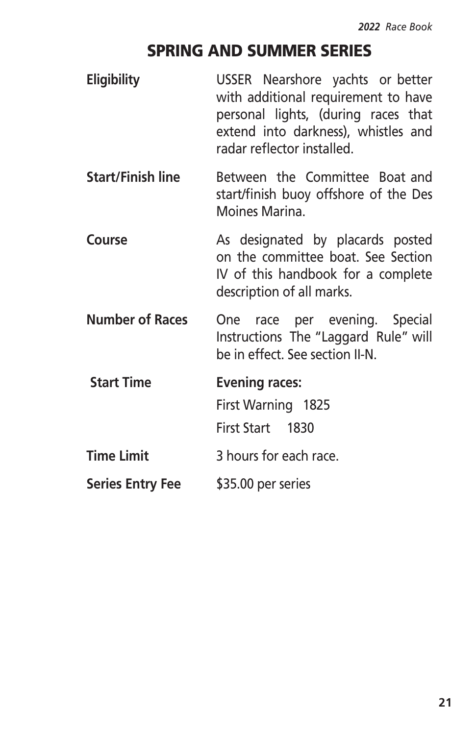## SPRING AND SUMMER SERIES

**Eligibility**
USSER Nearshore yachts or better with additional requirement to have personal lights, (during races that extend into darkness), whistles and radar reflector installed.

**Start/Finish line**
Between the Committee Boat and start/finish buoy offshore of the Des Moines Marina.

**Course**
As designated by placards posted on the committee boat. See Section IV of this handbook for a complete description of all marks.

**Number of Races**
One race per evening. Special Instructions The "Laggard Rule" will be in effect. See section II-N.

**Start Time**
**Evening races:**

First Warning 1825

First Start 1830

**Time Limit**
3 hours for each race.

**Series Entry Fee**
$35.00 per series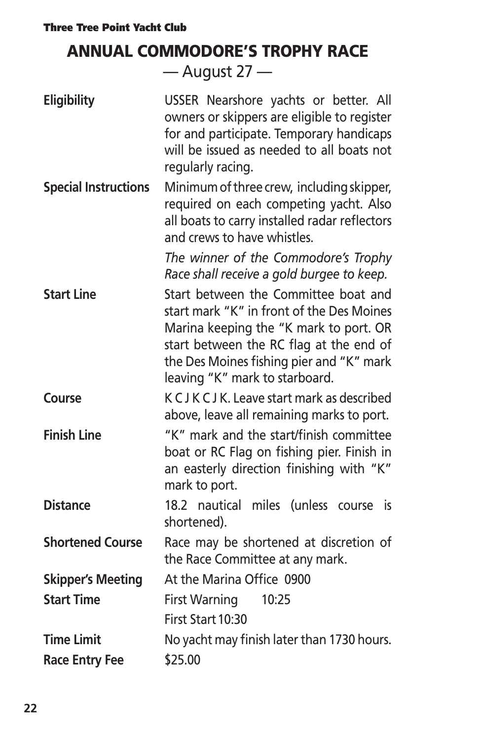# ANNUAL COMMODORE'S TROPHY RACE

— August 27 —

| | |
|---|---|
| **Eligibility** | USSER Nearshore yachts or better. All owners or skippers are eligible to register for and participate. Temporary handicaps will be issued as needed to all boats not regularly racing. |
| **Special Instructions** | Minimum of three crew, including skipper, required on each competing yacht. Also all boats to carry installed radar reflectors and crews to have whistles. *The winner of the Commodore's Trophy Race shall receive a gold burgee to keep.* |
| **Start Line** | Start between the Committee boat and start mark "K" in front of the Des Moines Marina keeping the "K mark to port. OR start between the RC flag at the end of the Des Moines fishing pier and "K" mark leaving "K" mark to starboard. |
| **Course** | K C J K C J K. Leave start mark as described above, leave all remaining marks to port. |
| **Finish Line** | "K" mark and the start/finish committee boat or RC Flag on fishing pier. Finish in an easterly direction finishing with "K" mark to port. |
| **Distance** | 18.2 nautical miles (unless course is shortened). |
| **Shortened Course** | Race may be shortened at discretion of the Race Committee at any mark. |
| **Skipper's Meeting** | At the Marina Office 0900 |
| **Start Time** | First Warning 10:25<br>First Start 10:30 |
| **Time Limit** | No yacht may finish later than 1730 hours. |
| **Race Entry Fee** | $25.00 |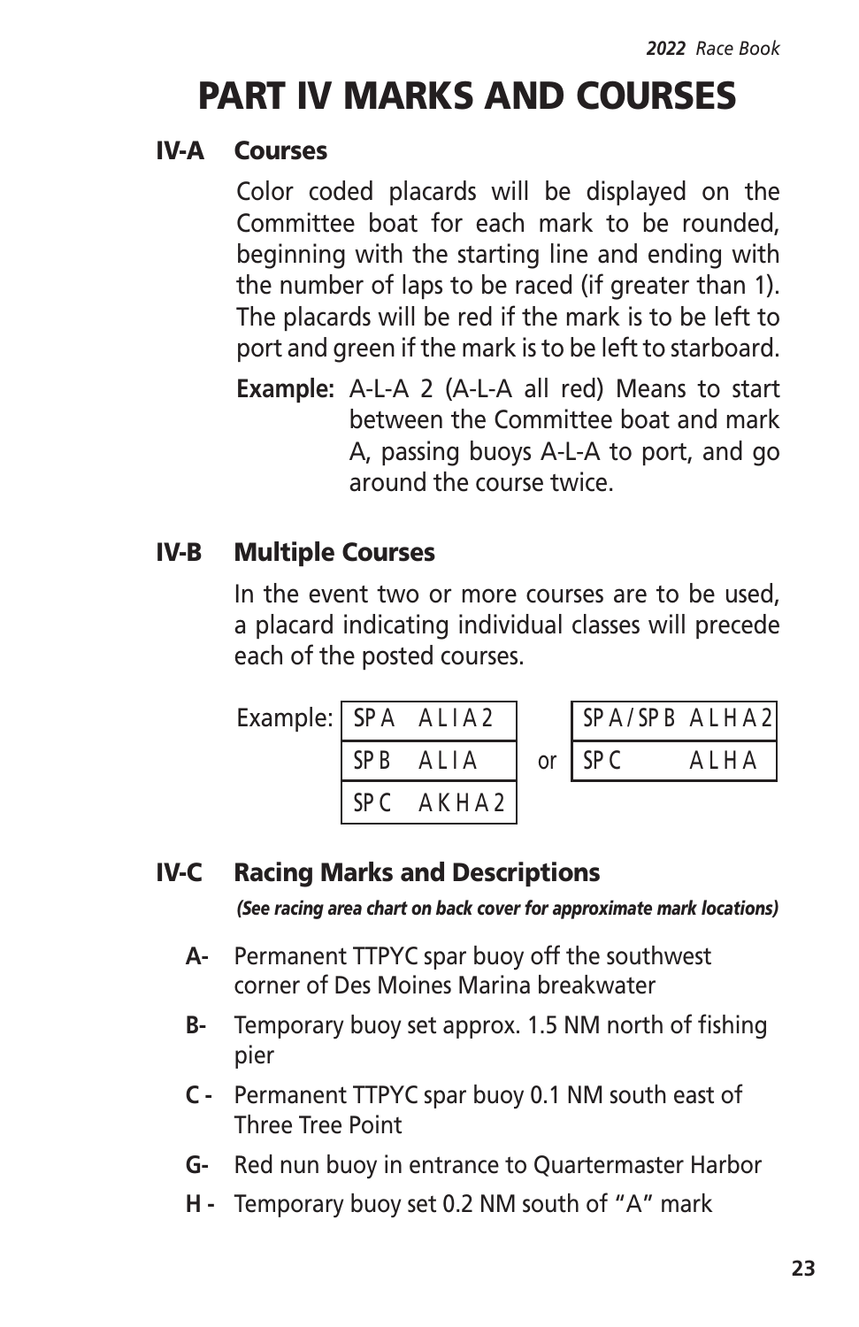# PART IV MARKS AND COURSES

## IV-A Courses

Color coded placards will be displayed on the Committee boat for each mark to be rounded, beginning with the starting line and ending with the number of laps to be raced (if greater than 1). The placards will be red if the mark is to be left to port and green if the mark is to be left to starboard.

**Example:** A-L-A 2 (A-L-A all red) Means to start between the Committee boat and mark A, passing buoys A-L-A to port, and go around the course twice.

## IV-B Multiple Courses

In the event two or more courses are to be used, a placard indicating individual classes will precede each of the posted courses.

Example:

| SP A | A L I A 2 |
|---|---|
| SP B | A L I A |
| SP C | A K H A 2 |

or

| SP A / SP B | A L H A 2 |
|---|---|
| SP C | A L H A |

## IV-C Racing Marks and Descriptions

*(See racing area chart on back cover for approximate mark locations)*

- **A-** Permanent TTPYC spar buoy off the southwest corner of Des Moines Marina breakwater
- **B-** Temporary buoy set approx. 1.5 NM north of fishing pier
- **C -** Permanent TTPYC spar buoy 0.1 NM south east of Three Tree Point
- **G-** Red nun buoy in entrance to Quartermaster Harbor
- **H -** Temporary buoy set 0.2 NM south of "A" mark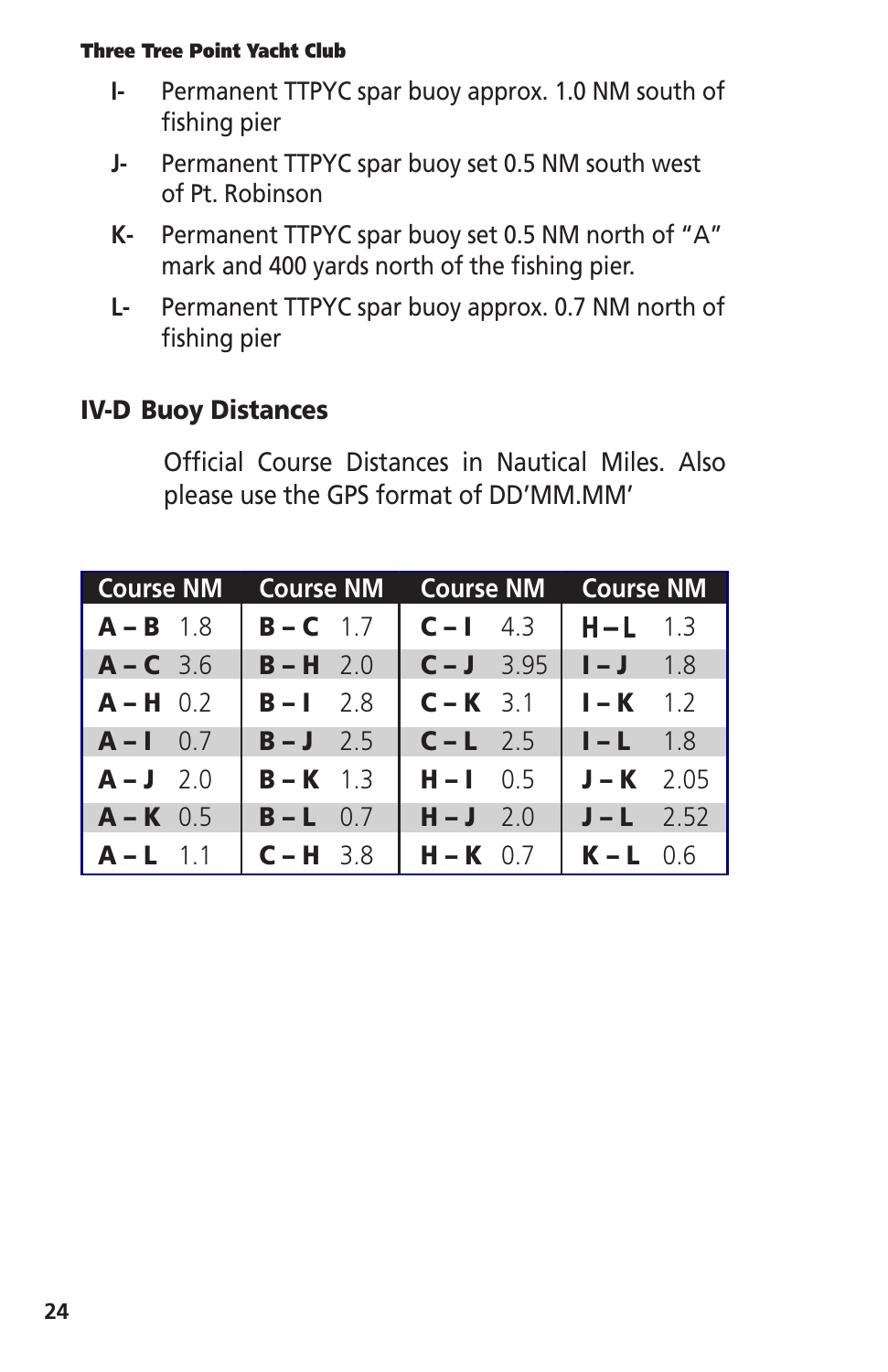- **I-** Permanent TTPYC spar buoy approx. 1.0 NM south of fishing pier
- **J-** Permanent TTPYC spar buoy set 0.5 NM south west of Pt. Robinson
- **K-** Permanent TTPYC spar buoy set 0.5 NM north of "A" mark and 400 yards north of the fishing pier.
- **L-** Permanent TTPYC spar buoy approx. 0.7 NM north of fishing pier

## IV-D Buoy Distances

Official Course Distances in Nautical Miles. Also please use the GPS format of DD'MM.MM'

| Course | NM | Course | NM | Course | NM | Course | NM |
|---|---|---|---|---|---|---|---|
| **A – B** | 1.8 | **B – C** | 1.7 | **C – I** | 4.3 | **H – L** | 1.3 |
| **A – C** | 3.6 | **B – H** | 2.0 | **C – J** | 3.95 | **I – J** | 1.8 |
| **A – H** | 0.2 | **B – I** | 2.8 | **C – K** | 3.1 | **I – K** | 1.2 |
| **A – I** | 0.7 | **B – J** | 2.5 | **C – L** | 2.5 | **I – L** | 1.8 |
| **A – J** | 2.0 | **B – K** | 1.3 | **H – I** | 0.5 | **J – K** | 2.05 |
| **A – K** | 0.5 | **B – L** | 0.7 | **H – J** | 2.0 | **J – L** | 2.52 |
| **A – L** | 1.1 | **C – H** | 3.8 | **H – K** | 0.7 | **K – L** | 0.6 |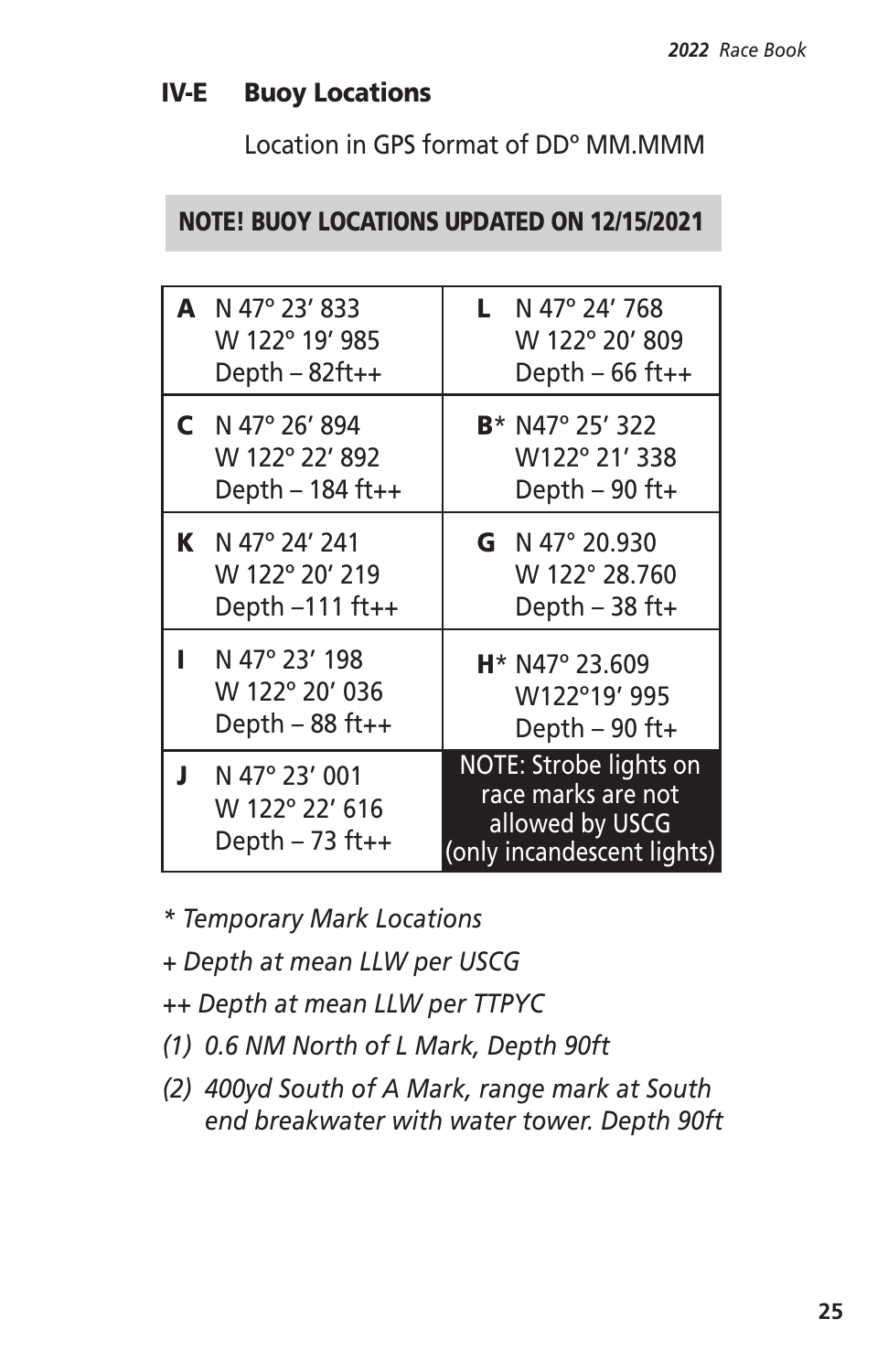## IV-E Buoy Locations

Location in GPS format of DD° MM.MMM

**NOTE! BUOY LOCATIONS UPDATED ON 12/15/2021**

| | | | |
|---|---|---|---|
| **A** | N 47° 23' 833<br>W 122° 19' 985<br>Depth – 82ft++ | **L** | N 47° 24' 768<br>W 122° 20' 809<br>Depth – 66 ft++ |
| **C** | N 47° 26' 894<br>W 122° 22' 892<br>Depth – 184 ft++ | **B*** | N47° 25' 322<br>W122° 21' 338<br>Depth – 90 ft+ |
| **K** | N 47° 24' 241<br>W 122° 20' 219<br>Depth –111 ft++ | **G** | N 47° 20.930<br>W 122° 28.760<br>Depth – 38 ft+ |
| **I** | N 47° 23' 198<br>W 122° 20' 036<br>Depth – 88 ft++ | **H*** | N47° 23.609<br>W122°19' 995<br>Depth – 90 ft+ |
| **J** | N 47° 23' 001<br>W 122° 22' 616<br>Depth – 73 ft++ | | NOTE: Strobe lights on race marks are not allowed by USCG (only incandescent lights) |

*\* Temporary Mark Locations*

*+ Depth at mean LLW per USCG*

*++ Depth at mean LLW per TTPYC*

*(1) 0.6 NM North of L Mark, Depth 90ft*

*(2) 400yd South of A Mark, range mark at South end breakwater with water tower. Depth 90ft*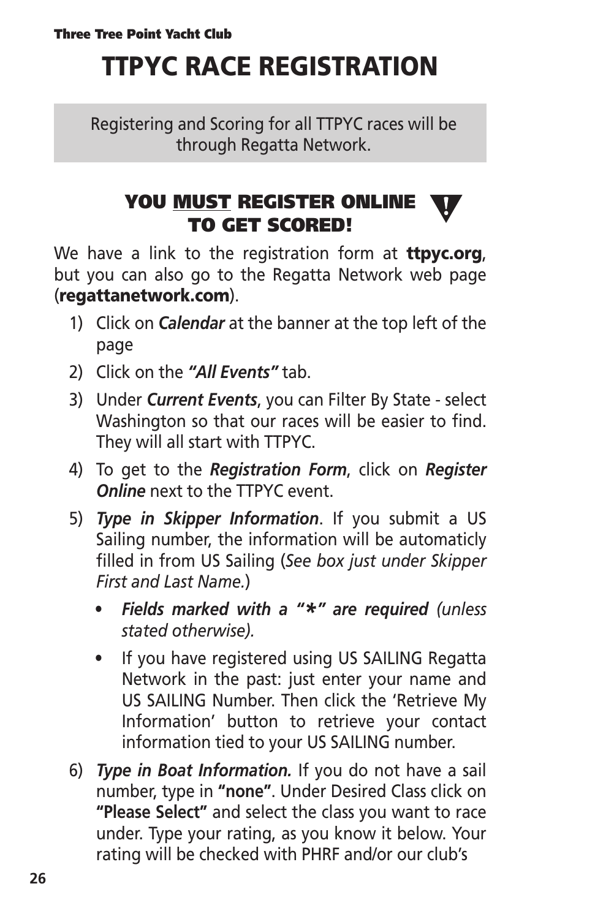# TTPYC RACE REGISTRATION

Registering and Scoring for all TTPYC races will be through Regatta Network.

### YOU <u>MUST</u> REGISTER ONLINE TO GET SCORED!

We have a link to the registration form at **ttpyc.org**, but you can also go to the Regatta Network web page (**regattanetwork.com**).

1) Click on ***Calendar*** at the banner at the top left of the page
2) Click on the ***"All Events"*** tab.
3) Under ***Current Events***, you can Filter By State - select Washington so that our races will be easier to find. They will all start with TTPYC.
4) To get to the ***Registration Form***, click on ***Register Online*** next to the TTPYC event.
5) ***Type in Skipper Information***. If you submit a US Sailing number, the information will be automaticly filled in from US Sailing (*See box just under Skipper First and Last Name.*)
   - ***Fields marked with a "*" are required*** *(unless stated otherwise).*
   - If you have registered using US SAILING Regatta Network in the past: just enter your name and US SAILING Number. Then click the 'Retrieve My Information' button to retrieve your contact information tied to your US SAILING number.
6) ***Type in Boat Information.*** If you do not have a sail number, type in **"none"**. Under Desired Class click on **"Please Select"** and select the class you want to race under. Type your rating, as you know it below. Your rating will be checked with PHRF and/or our club's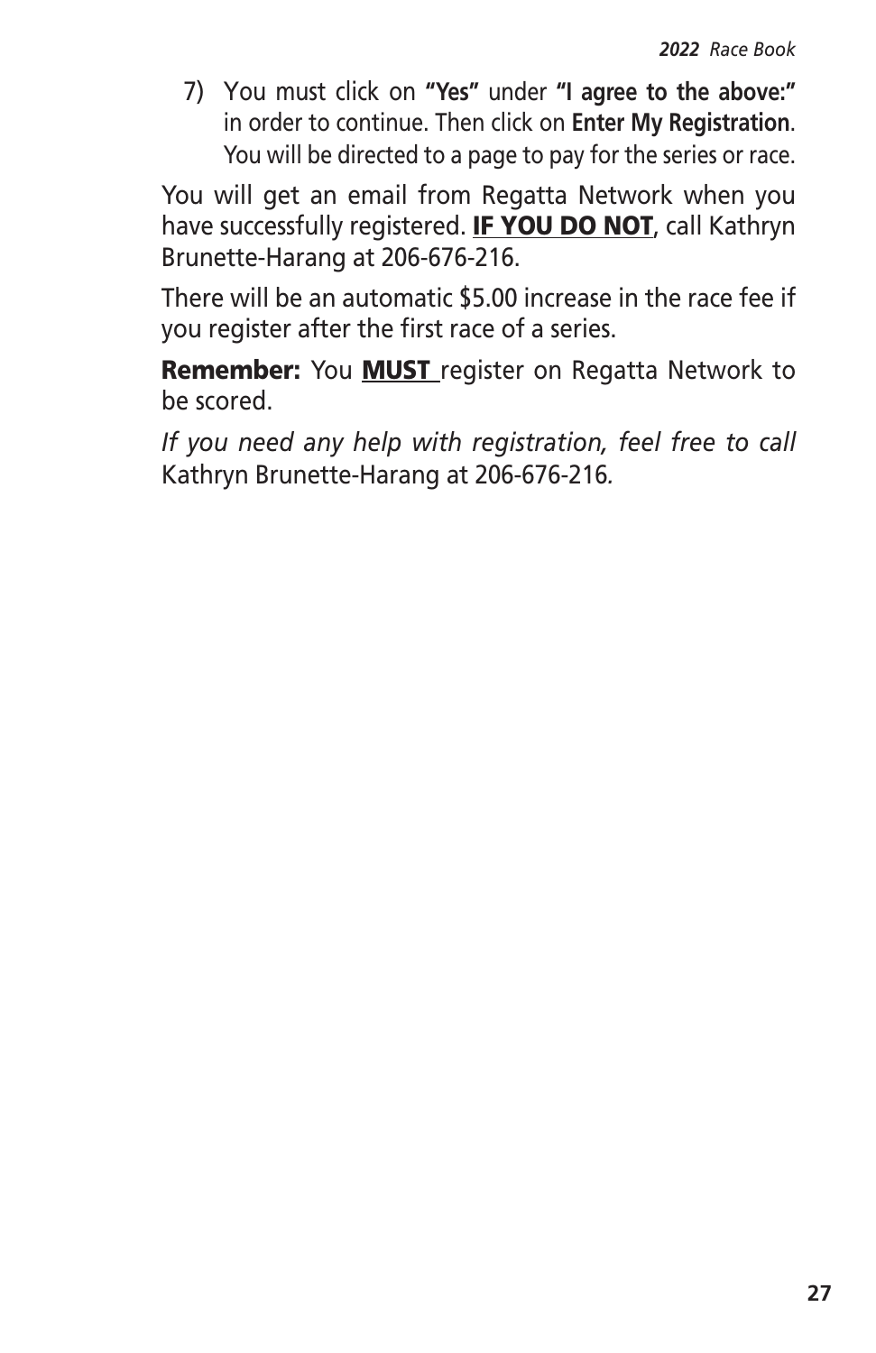7) You must click on **"Yes"** under **"I agree to the above:"** in order to continue. Then click on **Enter My Registration**. You will be directed to a page to pay for the series or race.

You will get an email from Regatta Network when you have successfully registered. **IF YOU DO NOT**, call Kathryn Brunette-Harang at 206-676-216.

There will be an automatic $5.00 increase in the race fee if you register after the first race of a series.

**Remember:** You **MUST** register on Regatta Network to be scored.

*If you need any help with registration, feel free to call* Kathryn Brunette-Harang at 206-676-216*.*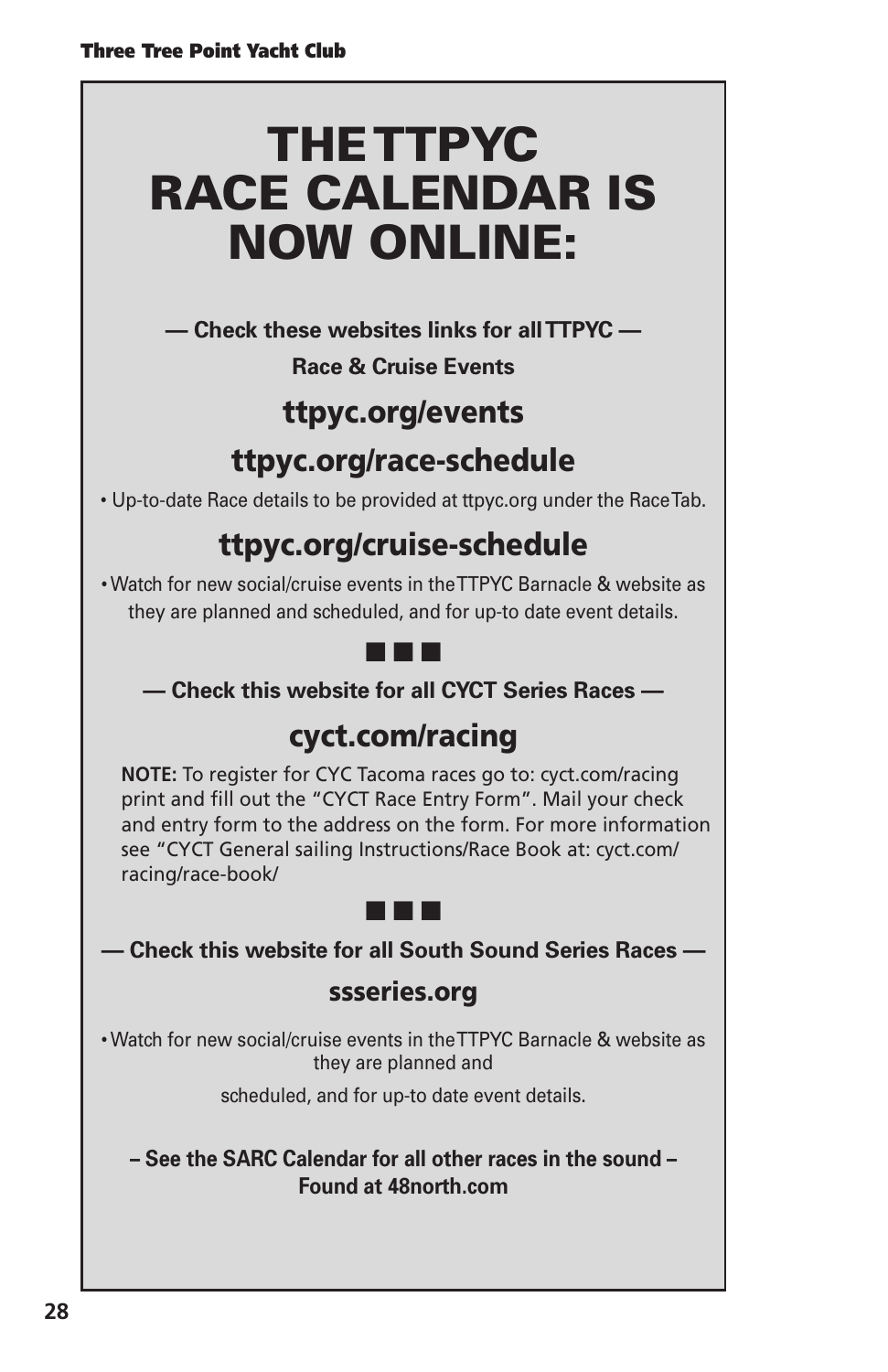# THE TTPYC RACE CALENDAR IS NOW ONLINE:

**— Check these websites links for all TTPYC —**

**Race & Cruise Events**

## ttpyc.org/events

## ttpyc.org/race-schedule

• Up-to-date Race details to be provided at ttpyc.org under the Race Tab.

## ttpyc.org/cruise-schedule

• Watch for new social/cruise events in the TTPYC Barnacle & website as they are planned and scheduled, and for up-to date event details.

■ ■ ■

**— Check this website for all CYCT Series Races —**

## cyct.com/racing

**NOTE:** To register for CYC Tacoma races go to: cyct.com/racing print and fill out the "CYCT Race Entry Form". Mail your check and entry form to the address on the form. For more information see "CYCT General sailing Instructions/Race Book at: cyct.com/racing/race-book/

■ ■ ■

**— Check this website for all South Sound Series Races —**

### ssseries.org

• Watch for new social/cruise events in the TTPYC Barnacle & website as they are planned and scheduled, and for up-to date event details.

**– See the SARC Calendar for all other races in the sound – Found at 48north.com**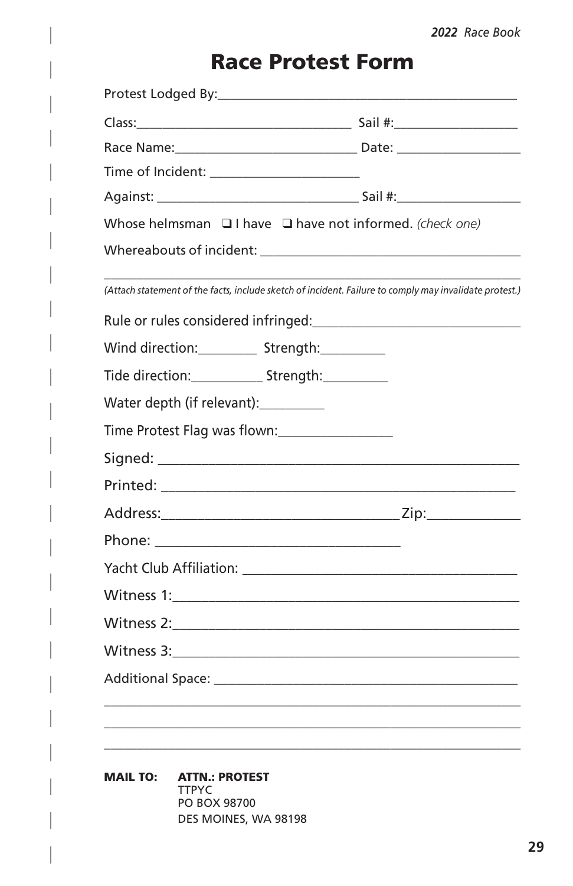# Race Protest Form

Protest Lodged By:______________________________________________

Class:________________________________ Sail #:__________________

Race Name:___________________________ Date: __________________

Time of Incident: ______________________

Against: _____________________________ Sail #:__________________

Whose helmsman ❑ I have ❑ have not informed. *(check one)*

Whereabouts of incident: _______________________________________

_______________________________________________________________

*(Attach statement of the facts, include sketch of incident. Failure to comply may invalidate protest.)*

Rule or rules considered infringed:______________________________

Wind direction:_________ Strength:__________

Tide direction:__________ Strength:__________

Water depth (if relevant):_________

Time Protest Flag was flown:________________

Signed: ________________________________________________

Printed: _______________________________________________

Address:________________________________Zip:_____________

Phone: __________________________________

Yacht Club Affiliation: ______________________________________

Witness 1:_______________________________________________

Witness 2:_______________________________________________

Witness 3:_______________________________________________

Additional Space: ____________________________________________

_______________________________________________________________

_______________________________________________________________

_______________________________________________________________

**MAIL TO:** **ATTN.: PROTEST**
TTPYC
PO BOX 98700
DES MOINES, WA 98198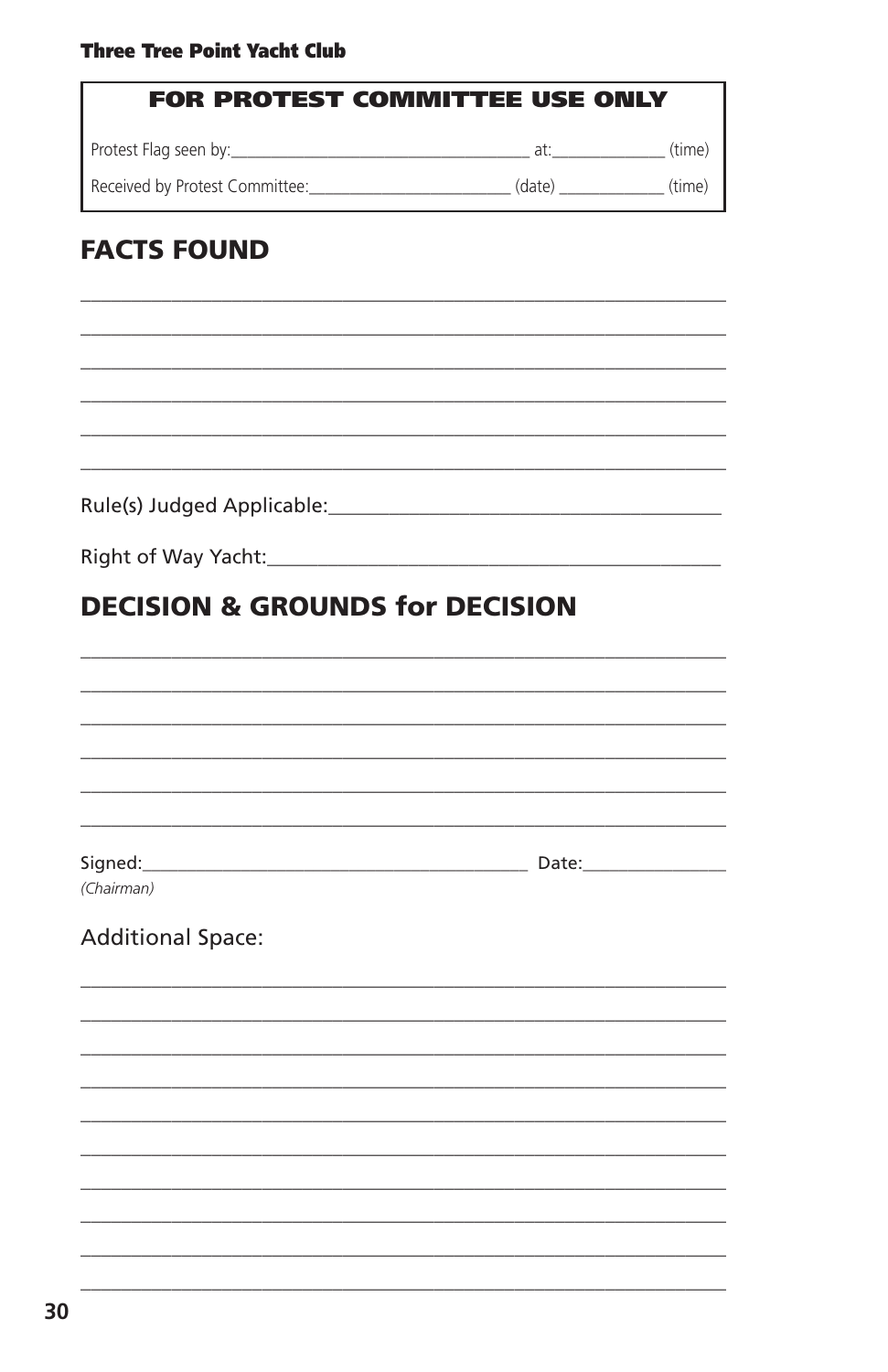**FOR PROTEST COMMITTEE USE ONLY**

Protest Flag seen by:___________________________________ at:______________ (time)

Received by Protest Committee:________________________ (date) _____________ (time)

## FACTS FOUND

_______________________________________________________________________

_______________________________________________________________________

_______________________________________________________________________

_______________________________________________________________________

_______________________________________________________________________

_______________________________________________________________________

Rule(s) Judged Applicable:_______________________________________

Right of Way Yacht:_____________________________________________

## DECISION & GROUNDS for DECISION

_______________________________________________________________________

_______________________________________________________________________

_______________________________________________________________________

_______________________________________________________________________

_______________________________________________________________________

_______________________________________________________________________

Signed:_________________________________________ Date:________________
*(Chairman)*

Additional Space:

_______________________________________________________________________

_______________________________________________________________________

_______________________________________________________________________

_______________________________________________________________________

_______________________________________________________________________

_______________________________________________________________________

_______________________________________________________________________

_______________________________________________________________________

_______________________________________________________________________

_______________________________________________________________________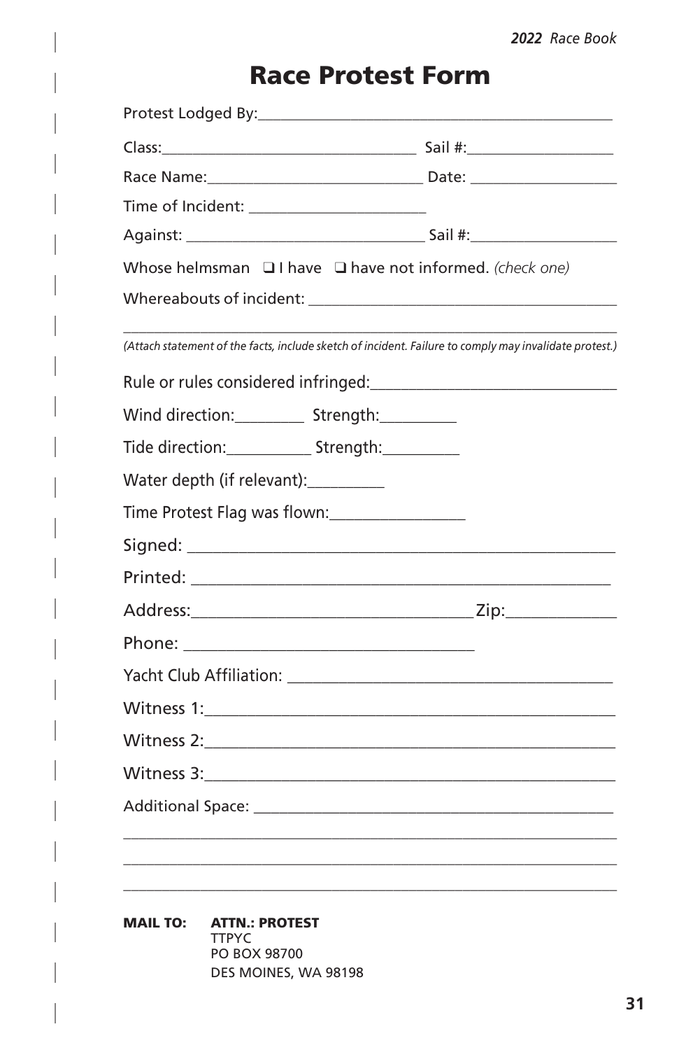# Race Protest Form

Protest Lodged By:_______________________________________________

Class:_________________________________ Sail #:__________________

Race Name:___________________________ Date: __________________

Time of Incident: ______________________

Against: ______________________________ Sail #:__________________

Whose helmsman ❑ I have ❑ have not informed. *(check one)*

Whereabouts of incident: ______________________________________

_______________________________________________________________

*(Attach statement of the facts, include sketch of incident. Failure to comply may invalidate protest.)*

Rule or rules considered infringed:_____________________________

Wind direction:_________ Strength:__________

Tide direction:__________ Strength:__________

Water depth (if relevant):_________

Time Protest Flag was flown:________________

Signed: _______________________________________________

Printed: ______________________________________________

Address:_________________________________Zip:_____________

Phone: __________________________________

Yacht Club Affiliation: _______________________________________

Witness 1:____________________________________________

Witness 2:____________________________________________

Witness 3:____________________________________________

Additional Space: _____________________________________________

_______________________________________________________________

_______________________________________________________________

_______________________________________________________________

**MAIL TO:** **ATTN.: PROTEST**
TTPYC
PO BOX 98700
DES MOINES, WA 98198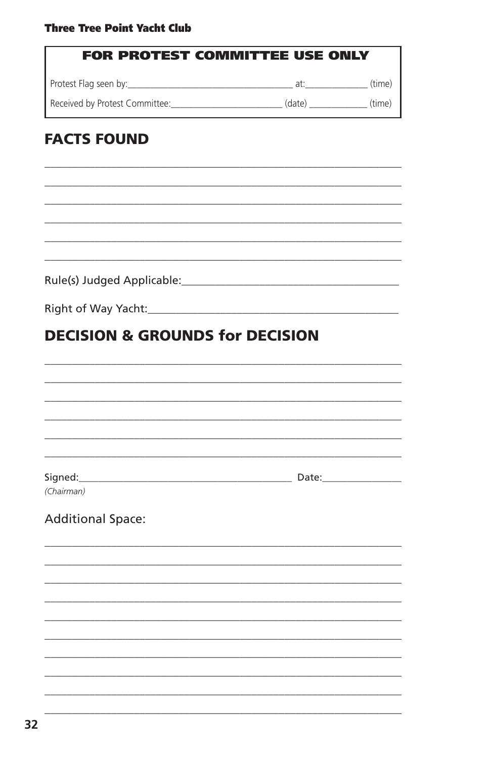**FOR PROTEST COMMITTEE USE ONLY**

Protest Flag seen by:___________________________________ at:_____________ (time)

Received by Protest Committee:_______________________ (date) ____________ (time)

## FACTS FOUND

_______________________________________________________________

_______________________________________________________________

_______________________________________________________________

_______________________________________________________________

_______________________________________________________________

_______________________________________________________________

Rule(s) Judged Applicable:_____________________________________

Right of Way Yacht:___________________________________________

## DECISION & GROUNDS for DECISION

_______________________________________________________________

_______________________________________________________________

_______________________________________________________________

_______________________________________________________________

_______________________________________________________________

_______________________________________________________________

Signed:__________________________________________ Date:_______________
*(Chairman)*

Additional Space:

_______________________________________________________________

_______________________________________________________________

_______________________________________________________________

_______________________________________________________________

_______________________________________________________________

_______________________________________________________________

_______________________________________________________________

_______________________________________________________________

_______________________________________________________________

_______________________________________________________________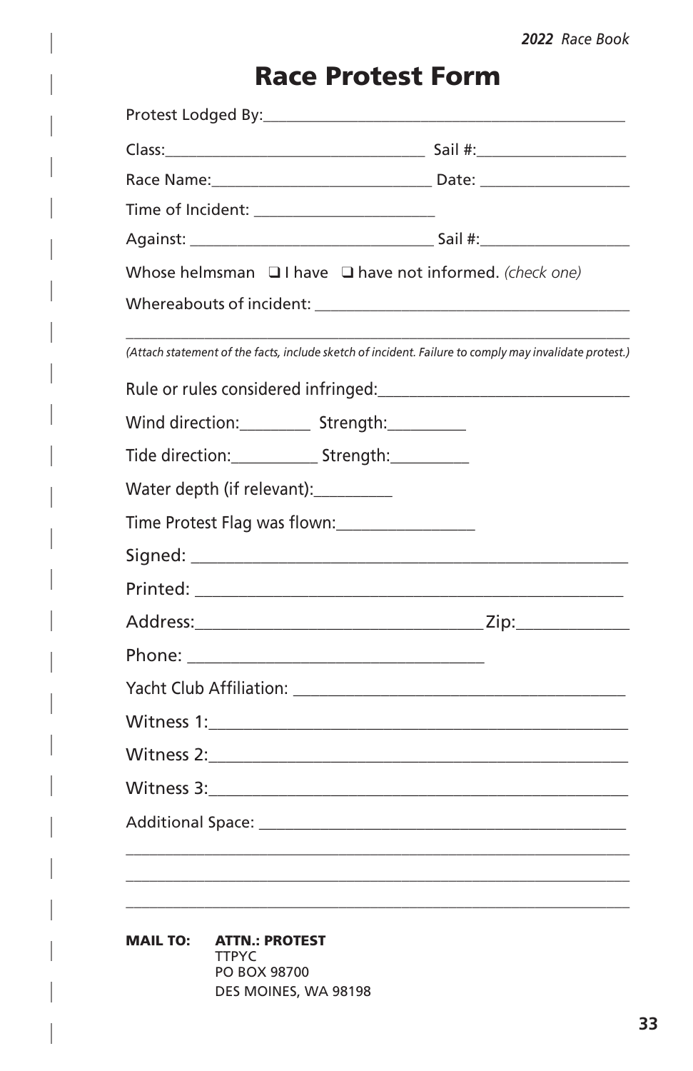# Race Protest Form

Protest Lodged By:_____________________________________________

Class:________________________________ Sail #:__________________

Race Name:___________________________ Date: __________________

Time of Incident: ______________________

Against: ______________________________ Sail #:__________________

Whose helmsman ❑ I have ❑ have not informed. *(check one)*

Whereabouts of incident: _______________________________________

________________________________________________________________

*(Attach statement of the facts, include sketch of incident. Failure to comply may invalidate protest.)*

Rule or rules considered infringed:______________________________

Wind direction:_________ Strength:__________

Tide direction:___________ Strength:__________

Water depth (if relevant):__________

Time Protest Flag was flown:________________

Signed: ________________________________________________

Printed: _______________________________________________

Address:_________________________________Zip:_____________

Phone: _________________________________

Yacht Club Affiliation: ____________________________________

Witness 1:_______________________________________________

Witness 2:_______________________________________________

Witness 3:_______________________________________________

Additional Space: __________________________________________

________________________________________________________________

________________________________________________________________

________________________________________________________________

**MAIL TO:** **ATTN.: PROTEST**
TTPYC
PO BOX 98700
DES MOINES, WA 98198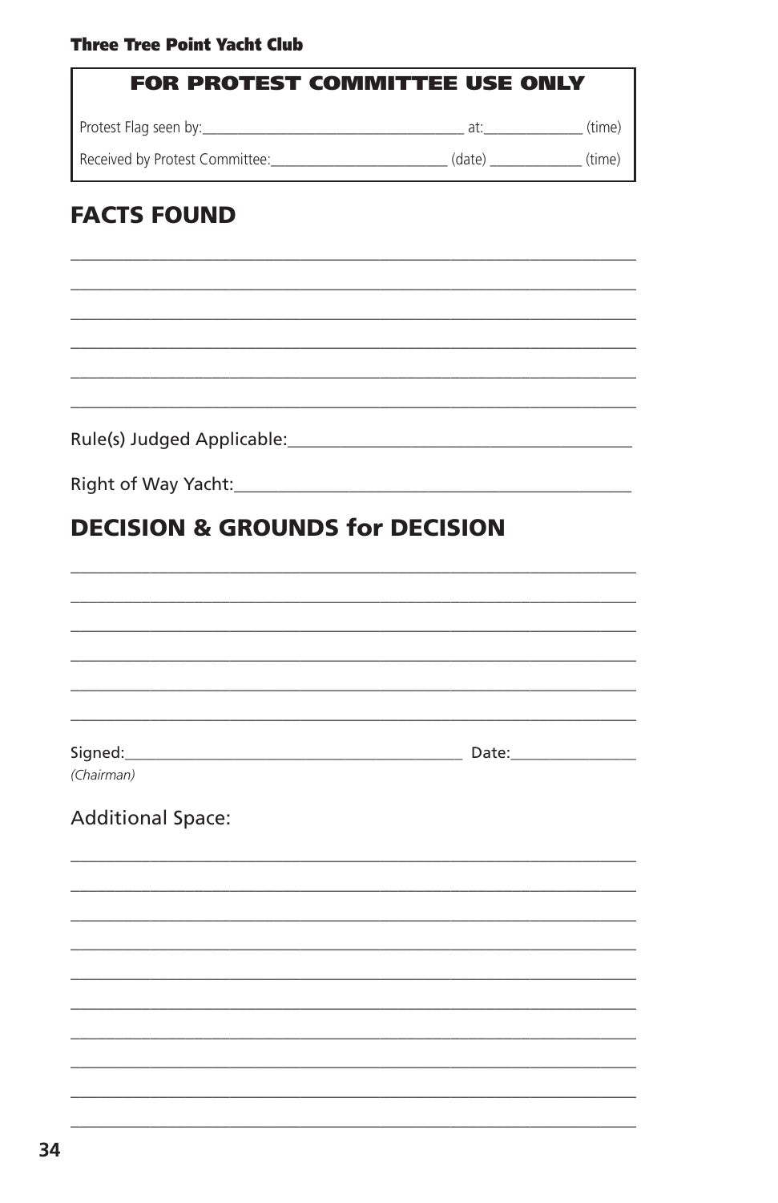**Three Tree Point Yacht Club**

| FOR PROTEST COMMITTEE USE ONLY |
|---|
| Protest Flag seen by:___________________________________ at:_____________ (time) |
| Received by Protest Committee:_______________________ (date) ____________ (time) |

## FACTS FOUND

_______________________________________________________________

_______________________________________________________________

_______________________________________________________________

_______________________________________________________________

_______________________________________________________________

_______________________________________________________________

Rule(s) Judged Applicable:_______________________________________

Right of Way Yacht:_____________________________________________

## DECISION & GROUNDS for DECISION

_______________________________________________________________

_______________________________________________________________

_______________________________________________________________

_______________________________________________________________

_______________________________________________________________

_______________________________________________________________

Signed:_________________________________________ Date:_______________
*(Chairman)*

Additional Space:

_______________________________________________________________

_______________________________________________________________

_______________________________________________________________

_______________________________________________________________

_______________________________________________________________

_______________________________________________________________

_______________________________________________________________

_______________________________________________________________

_______________________________________________________________

_______________________________________________________________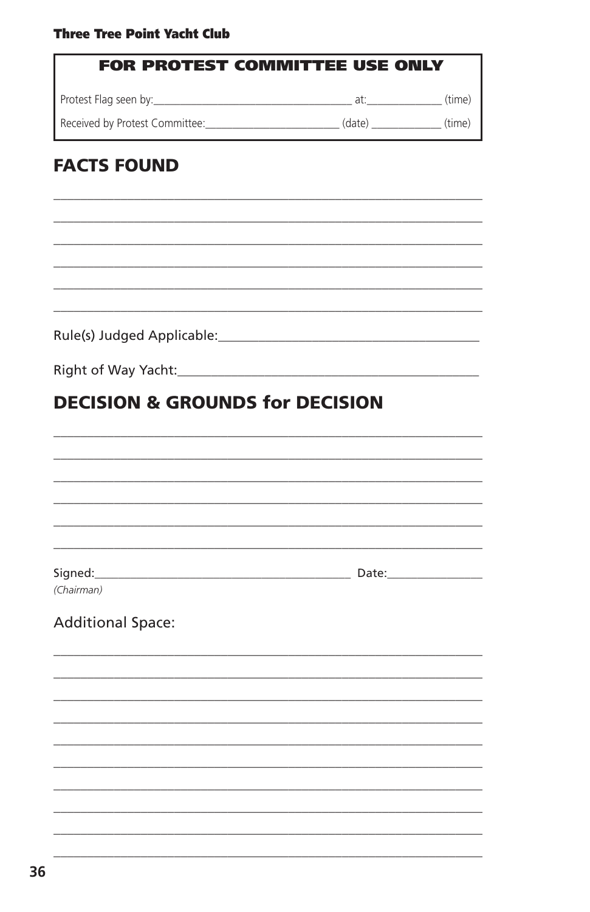**Three Tree Point Yacht Club**

**FOR PROTEST COMMITTEE USE ONLY**

Protest Flag seen by:_________________________________ at:_____________ (time)

Received by Protest Committee:______________________ (date) ___________ (time)

## FACTS FOUND

______________________________________________________________

______________________________________________________________

______________________________________________________________

______________________________________________________________

______________________________________________________________

______________________________________________________________

Rule(s) Judged Applicable:____________________________________

Right of Way Yacht:__________________________________________

## DECISION & GROUNDS for DECISION

______________________________________________________________

______________________________________________________________

______________________________________________________________

______________________________________________________________

______________________________________________________________

______________________________________________________________

Signed:_______________________________________ Date:______________
*(Chairman)*

Additional Space:

______________________________________________________________

______________________________________________________________

______________________________________________________________

______________________________________________________________

______________________________________________________________

______________________________________________________________

______________________________________________________________

______________________________________________________________

______________________________________________________________

______________________________________________________________